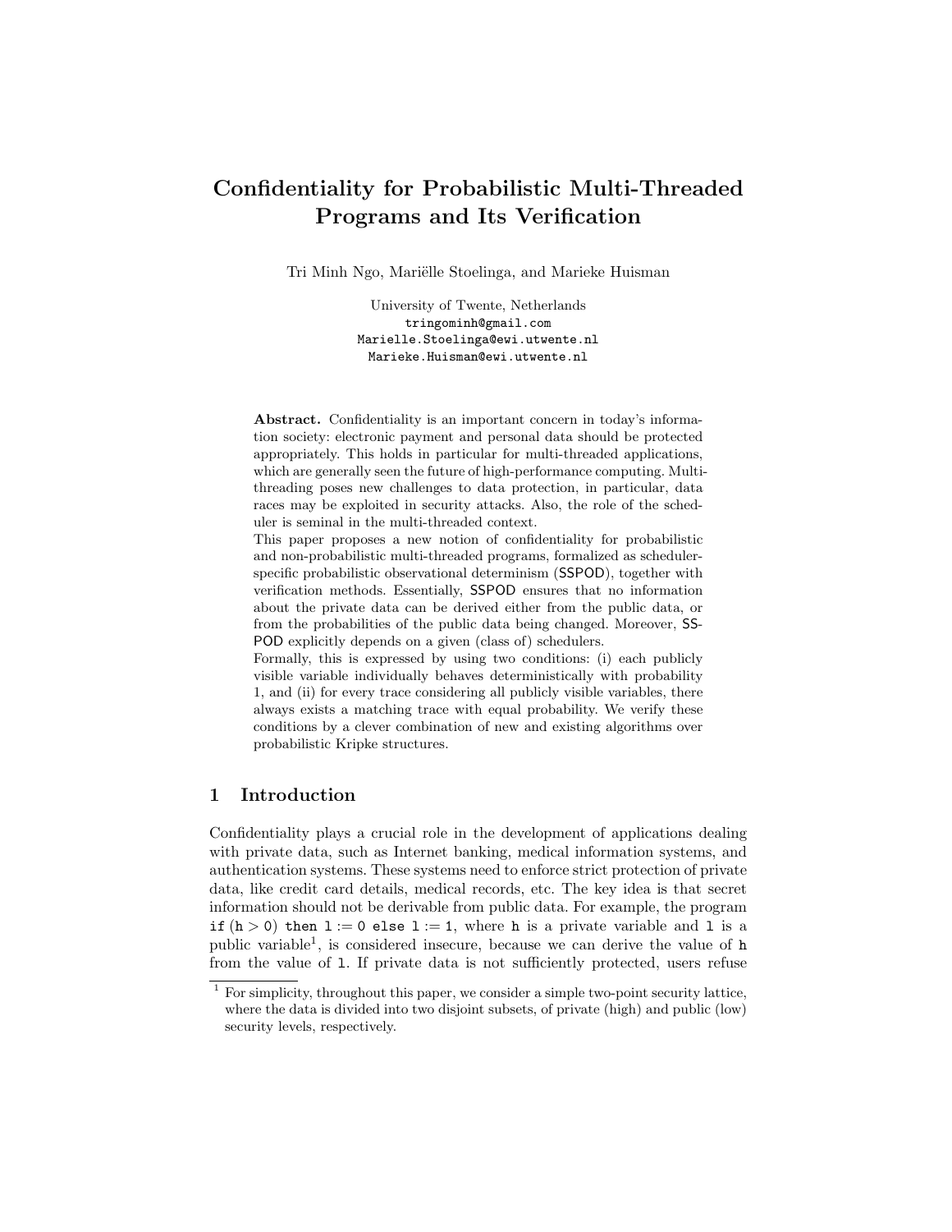# Confidentiality for Probabilistic Multi-Threaded Programs and Its Verification

Tri Minh Ngo, Mariëlle Stoelinga, and Marieke Huisman

University of Twente, Netherlands
tringominh@gmail.com
Marielle.Stoelinga@ewi.utwente.nl
Marieke.Huisman@ewi.utwente.nl

**Abstract.** Confidentiality is an important concern in today's information society: electronic payment and personal data should be protected appropriately. This holds in particular for multi-threaded applications, which are generally seen the future of high-performance computing. Multi-threading poses new challenges to data protection, in particular, data races may be exploited in security attacks. Also, the role of the scheduler is seminal in the multi-threaded context.

This paper proposes a new notion of confidentiality for probabilistic and non-probabilistic multi-threaded programs, formalized as scheduler-specific probabilistic observational determinism (SSPOD), together with verification methods. Essentially, SSPOD ensures that no information about the private data can be derived either from the public data, or from the probabilities of the public data being changed. Moreover, SSPOD explicitly depends on a given (class of) schedulers.

Formally, this is expressed by using two conditions: (i) each publicly visible variable individually behaves deterministically with probability 1, and (ii) for every trace considering all publicly visible variables, there always exists a matching trace with equal probability. We verify these conditions by a clever combination of new and existing algorithms over probabilistic Kripke structures.

## 1 Introduction

Confidentiality plays a crucial role in the development of applications dealing with private data, such as Internet banking, medical information systems, and authentication systems. These systems need to enforce strict protection of private data, like credit card details, medical records, etc. The key idea is that secret information should not be derivable from public data. For example, the program `if (h > 0) then l := 0 else l := 1`, where `h` is a private variable and `l` is a public variable[1], is considered insecure, because we can derive the value of `h` from the value of `l`. If private data is not sufficiently protected, users refuse

[1] For simplicity, throughout this paper, we consider a simple two-point security lattice, where the data is divided into two disjoint subsets, of private (high) and public (low) security levels, respectively.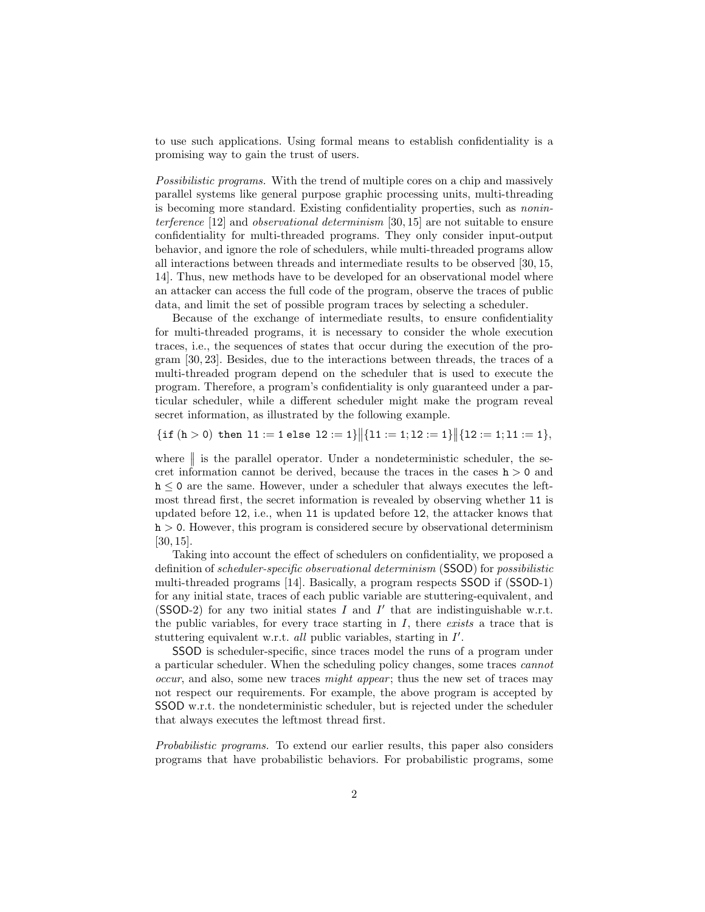to use such applications. Using formal means to establish confidentiality is a promising way to gain the trust of users.

*Possibilistic programs.* With the trend of multiple cores on a chip and massively parallel systems like general purpose graphic processing units, multi-threading is becoming more standard. Existing confidentiality properties, such as *noninterference* [12] and *observational determinism* [30, 15] are not suitable to ensure confidentiality for multi-threaded programs. They only consider input-output behavior, and ignore the role of schedulers, while multi-threaded programs allow all interactions between threads and intermediate results to be observed [30, 15, 14]. Thus, new methods have to be developed for an observational model where an attacker can access the full code of the program, observe the traces of public data, and limit the set of possible program traces by selecting a scheduler.

Because of the exchange of intermediate results, to ensure confidentiality for multi-threaded programs, it is necessary to consider the whole execution traces, i.e., the sequences of states that occur during the execution of the program [30, 23]. Besides, due to the interactions between threads, the traces of a multi-threaded program depend on the scheduler that is used to execute the program. Therefore, a program's confidentiality is only guaranteed under a particular scheduler, while a different scheduler might make the program reveal secret information, as illustrated by the following example.

$$\{\texttt{if}\ (\texttt{h} > 0)\ \texttt{then}\ \texttt{l1} := 1\ \texttt{else}\ \texttt{l2} := 1\} \| \{\texttt{l1} := 1; \texttt{l2} := 1\} \| \{\texttt{l2} := 1; \texttt{l1} := 1\},$$

where $\|$ is the parallel operator. Under a nondeterministic scheduler, the secret information cannot be derived, because the traces in the cases $\texttt{h} > 0$ and $\texttt{h} \leq 0$ are the same. However, under a scheduler that always executes the leftmost thread first, the secret information is revealed by observing whether l1 is updated before l2, i.e., when l1 is updated before l2, the attacker knows that $\texttt{h} > 0$. However, this program is considered secure by observational determinism [30, 15].

Taking into account the effect of schedulers on confidentiality, we proposed a definition of *scheduler-specific observational determinism* (SSOD) for *possibilistic* multi-threaded programs [14]. Basically, a program respects SSOD if (SSOD-1) for any initial state, traces of each public variable are stuttering-equivalent, and (SSOD-2) for any two initial states $I$ and $I'$ that are indistinguishable w.r.t. the public variables, for every trace starting in $I$, there *exists* a trace that is stuttering equivalent w.r.t. *all* public variables, starting in $I'$.

SSOD is scheduler-specific, since traces model the runs of a program under a particular scheduler. When the scheduling policy changes, some traces *cannot occur*, and also, some new traces *might appear*; thus the new set of traces may not respect our requirements. For example, the above program is accepted by SSOD w.r.t. the nondeterministic scheduler, but is rejected under the scheduler that always executes the leftmost thread first.

*Probabilistic programs.* To extend our earlier results, this paper also considers programs that have probabilistic behaviors. For probabilistic programs, some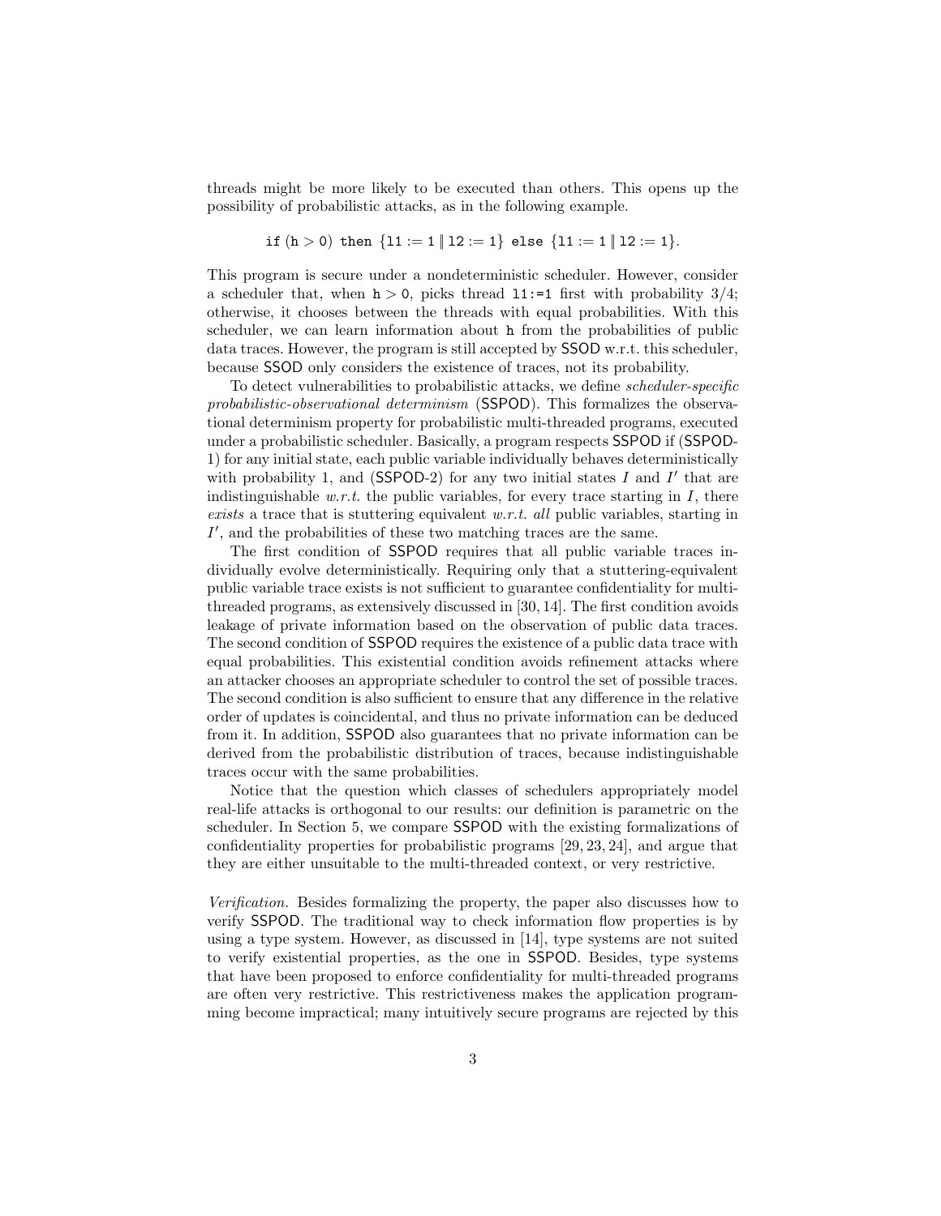threads might be more likely to be executed than others. This opens up the possibility of probabilistic attacks, as in the following example.

$$\texttt{if}\,(\texttt{h} > 0)\ \texttt{then}\ \{\texttt{l1} := 1 \,\|\, \texttt{l2} := 1\}\ \texttt{else}\ \{\texttt{l1} := 1 \,\|\, \texttt{l2} := 1\}.$$

This program is secure under a nondeterministic scheduler. However, consider a scheduler that, when $\texttt{h} > 0$, picks thread `l1:=1` first with probability $3/4$; otherwise, it chooses between the threads with equal probabilities. With this scheduler, we can learn information about `h` from the probabilities of public data traces. However, the program is still accepted by SSOD w.r.t. this scheduler, because SSOD only considers the existence of traces, not its probability.

To detect vulnerabilities to probabilistic attacks, we define *scheduler-specific probabilistic-observational determinism* (SSPOD). This formalizes the observational determinism property for probabilistic multi-threaded programs, executed under a probabilistic scheduler. Basically, a program respects SSPOD if (SSPOD-1) for any initial state, each public variable individually behaves deterministically with probability 1, and (SSPOD-2) for any two initial states $I$ and $I'$ that are indistinguishable *w.r.t.* the public variables, for every trace starting in $I$, there *exists* a trace that is stuttering equivalent *w.r.t. all* public variables, starting in $I'$, and the probabilities of these two matching traces are the same.

The first condition of SSPOD requires that all public variable traces individually evolve deterministically. Requiring only that a stuttering-equivalent public variable trace exists is not sufficient to guarantee confidentiality for multi-threaded programs, as extensively discussed in [30, 14]. The first condition avoids leakage of private information based on the observation of public data traces. The second condition of SSPOD requires the existence of a public data trace with equal probabilities. This existential condition avoids refinement attacks where an attacker chooses an appropriate scheduler to control the set of possible traces. The second condition is also sufficient to ensure that any difference in the relative order of updates is coincidental, and thus no private information can be deduced from it. In addition, SSPOD also guarantees that no private information can be derived from the probabilistic distribution of traces, because indistinguishable traces occur with the same probabilities.

Notice that the question which classes of schedulers appropriately model real-life attacks is orthogonal to our results: our definition is parametric on the scheduler. In Section 5, we compare SSPOD with the existing formalizations of confidentiality properties for probabilistic programs [29, 23, 24], and argue that they are either unsuitable to the multi-threaded context, or very restrictive.

*Verification.* Besides formalizing the property, the paper also discusses how to verify SSPOD. The traditional way to check information flow properties is by using a type system. However, as discussed in [14], type systems are not suited to verify existential properties, as the one in SSPOD. Besides, type systems that have been proposed to enforce confidentiality for multi-threaded programs are often very restrictive. This restrictiveness makes the application programming become impractical; many intuitively secure programs are rejected by this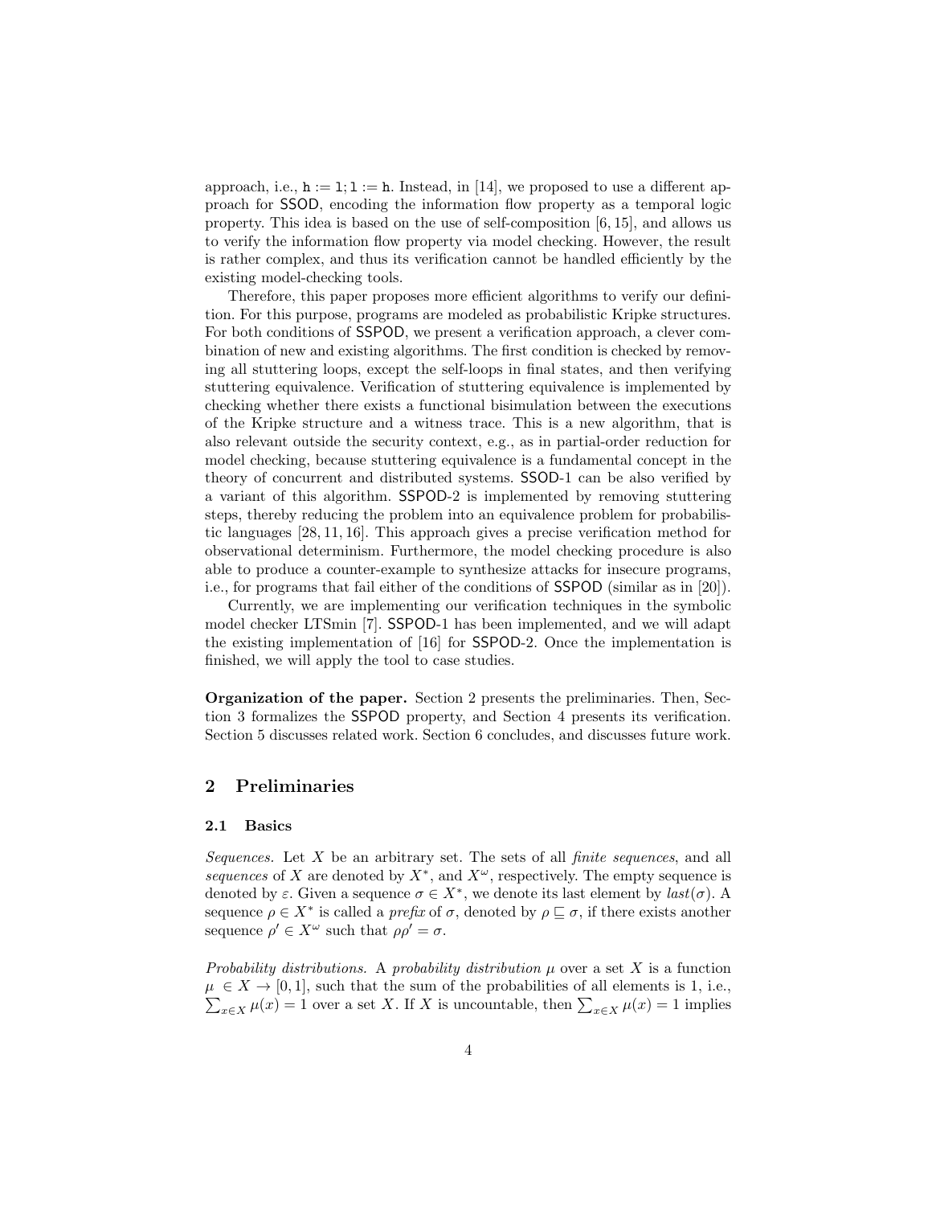approach, i.e., `h := l; l := h`. Instead, in [14], we proposed to use a different approach for SSOD, encoding the information flow property as a temporal logic property. This idea is based on the use of self-composition [6, 15], and allows us to verify the information flow property via model checking. However, the result is rather complex, and thus its verification cannot be handled efficiently by the existing model-checking tools.

Therefore, this paper proposes more efficient algorithms to verify our definition. For this purpose, programs are modeled as probabilistic Kripke structures. For both conditions of SSPOD, we present a verification approach, a clever combination of new and existing algorithms. The first condition is checked by removing all stuttering loops, except the self-loops in final states, and then verifying stuttering equivalence. Verification of stuttering equivalence is implemented by checking whether there exists a functional bisimulation between the executions of the Kripke structure and a witness trace. This is a new algorithm, that is also relevant outside the security context, e.g., as in partial-order reduction for model checking, because stuttering equivalence is a fundamental concept in the theory of concurrent and distributed systems. SSOD-1 can be also verified by a variant of this algorithm. SSPOD-2 is implemented by removing stuttering steps, thereby reducing the problem into an equivalence problem for probabilistic languages [28, 11, 16]. This approach gives a precise verification method for observational determinism. Furthermore, the model checking procedure is also able to produce a counter-example to synthesize attacks for insecure programs, i.e., for programs that fail either of the conditions of SSPOD (similar as in [20]).

Currently, we are implementing our verification techniques in the symbolic model checker LTSmin [7]. SSPOD-1 has been implemented, and we will adapt the existing implementation of [16] for SSPOD-2. Once the implementation is finished, we will apply the tool to case studies.

**Organization of the paper.** Section 2 presents the preliminaries. Then, Section 3 formalizes the SSPOD property, and Section 4 presents its verification. Section 5 discusses related work. Section 6 concludes, and discusses future work.

## 2 Preliminaries

### 2.1 Basics

*Sequences.* Let $X$ be an arbitrary set. The sets of all *finite sequences*, and all *sequences* of $X$ are denoted by $X^*$, and $X^\omega$, respectively. The empty sequence is denoted by $\varepsilon$. Given a sequence $\sigma \in X^*$, we denote its last element by $last(\sigma)$. A sequence $\rho \in X^*$ is called a *prefix* of $\sigma$, denoted by $\rho \sqsubseteq \sigma$, if there exists another sequence $\rho' \in X^\omega$ such that $\rho\rho' = \sigma$.

*Probability distributions.* A *probability distribution* $\mu$ over a set $X$ is a function $\mu \in X \rightarrow [0, 1]$, such that the sum of the probabilities of all elements is 1, i.e., $\sum_{x \in X} \mu(x) = 1$ over a set $X$. If $X$ is uncountable, then $\sum_{x \in X} \mu(x) = 1$ implies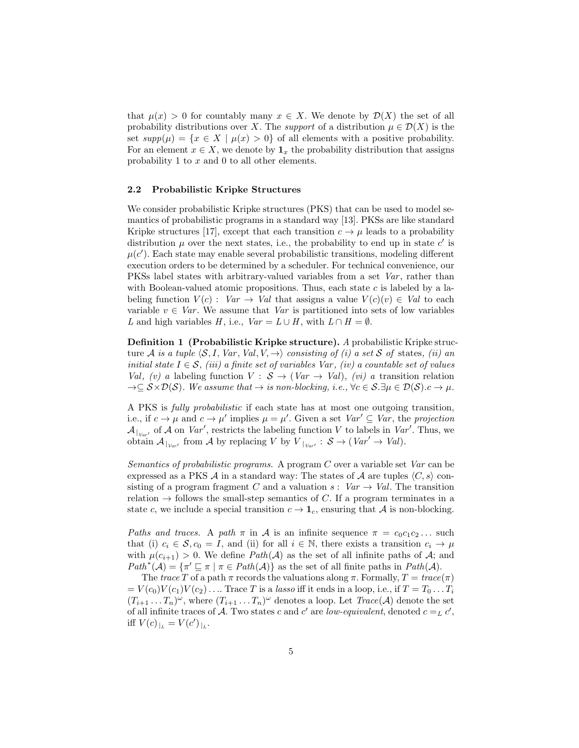that $\mu(x) > 0$ for countably many $x \in X$. We denote by $\mathcal{D}(X)$ the set of all probability distributions over $X$. The *support* of a distribution $\mu \in \mathcal{D}(X)$ is the set $supp(\mu) = \{x \in X \mid \mu(x) > 0\}$ of all elements with a positive probability. For an element $x \in X$, we denote by $\mathbf{1}_x$ the probability distribution that assigns probability 1 to $x$ and 0 to all other elements.

### 2.2 Probabilistic Kripke Structures

We consider probabilistic Kripke structures (PKS) that can be used to model semantics of probabilistic programs in a standard way [13]. PKSs are like standard Kripke structures [17], except that each transition $c \to \mu$ leads to a probability distribution $\mu$ over the next states, i.e., the probability to end up in state $c'$ is $\mu(c')$. Each state may enable several probabilistic transitions, modeling different execution orders to be determined by a scheduler. For technical convenience, our PKSs label states with arbitrary-valued variables from a set *Var*, rather than with Boolean-valued atomic propositions. Thus, each state $c$ is labeled by a labeling function $V(c) : \mathit{Var} \to \mathit{Val}$ that assigns a value $V(c)(v) \in \mathit{Val}$ to each variable $v \in \mathit{Var}$. We assume that *Var* is partitioned into sets of low variables $L$ and high variables $H$, i.e., $\mathit{Var} = L \cup H$, with $L \cap H = \emptyset$.

**Definition 1 (Probabilistic Kripke structure).** *A* probabilistic Kripke structure *$\mathcal{A}$ is a tuple $\langle \mathcal{S}, I, \mathit{Var}, \mathit{Val}, V, \to \rangle$ consisting of (i) a set $\mathcal{S}$ of* states*, (ii) an initial state $I \in \mathcal{S}$, (iii) a finite set of variables $\mathit{Var}$, (iv) a countable set of values $\mathit{Val}$, (v) a* labeling function *$V : \mathcal{S} \to (\mathit{Var} \to \mathit{Val})$, (vi) a* transition relation *$\to \subseteq \mathcal{S} \times \mathcal{D}(\mathcal{S})$. We assume that $\to$ is non-blocking, i.e., $\forall c \in \mathcal{S}. \exists \mu \in \mathcal{D}(\mathcal{S}). c \to \mu$.*

A PKS is *fully probabilistic* if each state has at most one outgoing transition, i.e., if $c \to \mu$ and $c \to \mu'$ implies $\mu = \mu'$. Given a set $\mathit{Var}' \subseteq \mathit{Var}$, the *projection* $\mathcal{A}_{|_{\mathit{Var}'}}$ of $\mathcal{A}$ on $\mathit{Var}'$, restricts the labeling function $V$ to labels in $\mathit{Var}'$. Thus, we obtain $\mathcal{A}_{|_{\mathit{Var}'}}$ from $\mathcal{A}$ by replacing $V$ by $V_{|_{\mathit{Var}'}} : \mathcal{S} \to (\mathit{Var}' \to \mathit{Val})$.

*Semantics of probabilistic programs.* A program $C$ over a variable set *Var* can be expressed as a PKS $\mathcal{A}$ in a standard way: The states of $\mathcal{A}$ are tuples $\langle C, s \rangle$ consisting of a program fragment $C$ and a valuation $s : \mathit{Var} \to \mathit{Val}$. The transition relation $\to$ follows the small-step semantics of $C$. If a program terminates in a state $c$, we include a special transition $c \to \mathbf{1}_c$, ensuring that $\mathcal{A}$ is non-blocking.

*Paths and traces.* A *path* $\pi$ in $\mathcal{A}$ is an infinite sequence $\pi = c_0 c_1 c_2 \ldots$ such that (i) $c_i \in \mathcal{S}, c_0 = I$, and (ii) for all $i \in \mathbb{N}$, there exists a transition $c_i \to \mu$ with $\mu(c_{i+1}) > 0$. We define $\mathit{Path}(\mathcal{A})$ as the set of all infinite paths of $\mathcal{A}$; and $\mathit{Path}^*(\mathcal{A}) = \{\pi' \sqsubseteq \pi \mid \pi \in \mathit{Path}(\mathcal{A})\}$ as the set of all finite paths in $\mathit{Path}(\mathcal{A})$.

The *trace* $T$ of a path $\pi$ records the valuations along $\pi$. Formally, $T = \mathit{trace}(\pi) = V(c_0)V(c_1)V(c_2)\ldots$. Trace $T$ is a *lasso* iff it ends in a loop, i.e., if $T = T_0 \ldots T_i (T_{i+1} \ldots T_n)^\omega$, where $(T_{i+1} \ldots T_n)^\omega$ denotes a loop. Let $\mathit{Trace}(\mathcal{A})$ denote the set of all infinite traces of $\mathcal{A}$. Two states $c$ and $c'$ are *low-equivalent*, denoted $c =_L c'$, iff $V(c)_{|_L} = V(c')_{|_L}$.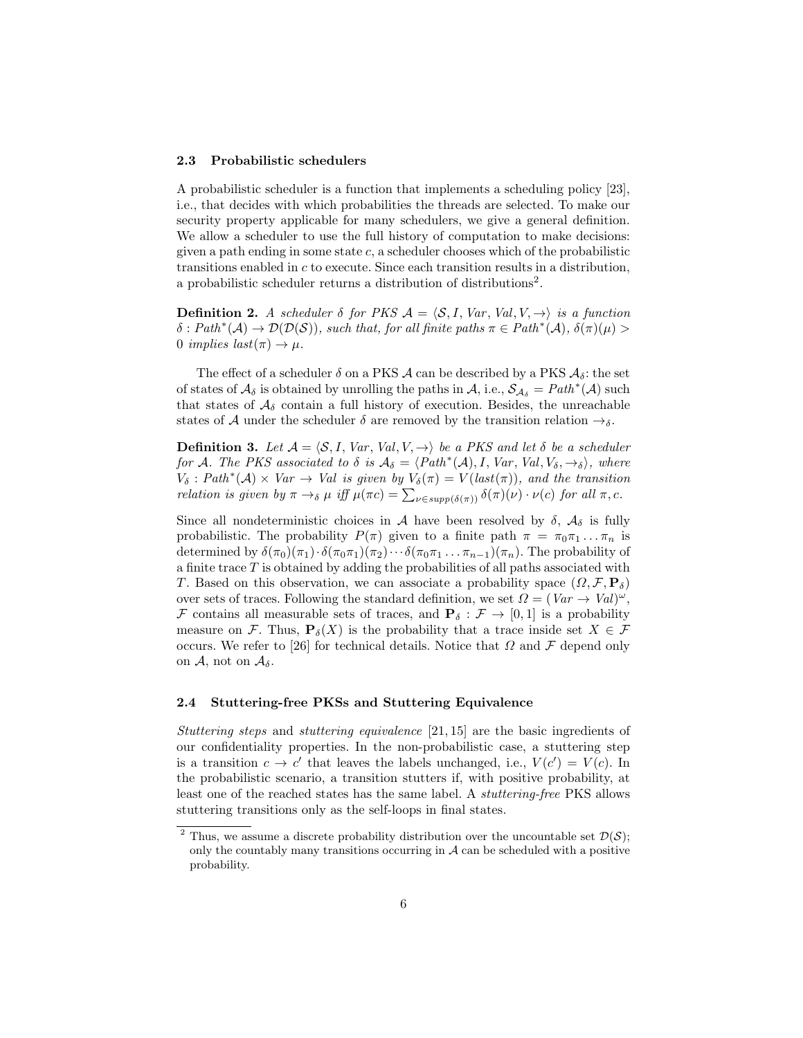### 2.3 Probabilistic schedulers

A probabilistic scheduler is a function that implements a scheduling policy [23], i.e., that decides with which probabilities the threads are selected. To make our security property applicable for many schedulers, we give a general definition. We allow a scheduler to use the full history of computation to make decisions: given a path ending in some state $c$, a scheduler chooses which of the probabilistic transitions enabled in $c$ to execute. Since each transition results in a distribution, a probabilistic scheduler returns a distribution of distributions[2].

**Definition 2.** *A scheduler $\delta$ for PKS $\mathcal{A} = \langle \mathcal{S}, I, Var, Val, V, \rightarrow \rangle$ is a function $\delta : Path^*(\mathcal{A}) \rightarrow \mathcal{D}(\mathcal{D}(\mathcal{S}))$, such that, for all finite paths $\pi \in Path^*(\mathcal{A})$, $\delta(\pi)(\mu) > 0$ implies $last(\pi) \rightarrow \mu$.*

The effect of a scheduler $\delta$ on a PKS $\mathcal{A}$ can be described by a PKS $\mathcal{A}_\delta$: the set of states of $\mathcal{A}_\delta$ is obtained by unrolling the paths in $\mathcal{A}$, i.e., $\mathcal{S}_{\mathcal{A}_\delta} = Path^*(\mathcal{A})$ such that states of $\mathcal{A}_\delta$ contain a full history of execution. Besides, the unreachable states of $\mathcal{A}$ under the scheduler $\delta$ are removed by the transition relation $\rightarrow_\delta$.

**Definition 3.** *Let $\mathcal{A} = \langle \mathcal{S}, I, Var, Val, V, \rightarrow \rangle$ be a PKS and let $\delta$ be a scheduler for $\mathcal{A}$. The PKS associated to $\delta$ is $\mathcal{A}_\delta = \langle Path^*(\mathcal{A}), I, Var, Val, V_\delta, \rightarrow_\delta \rangle$, where $V_\delta : Path^*(\mathcal{A}) \times Var \rightarrow Val$ is given by $V_\delta(\pi) = V(last(\pi))$, and the transition relation is given by $\pi \rightarrow_\delta \mu$ iff $\mu(\pi c) = \sum_{\nu \in supp(\delta(\pi))} \delta(\pi)(\nu) \cdot \nu(c)$ for all $\pi, c$.*

Since all nondeterministic choices in $\mathcal{A}$ have been resolved by $\delta$, $\mathcal{A}_\delta$ is fully probabilistic. The probability $P(\pi)$ given to a finite path $\pi = \pi_0 \pi_1 \ldots \pi_n$ is determined by $\delta(\pi_0)(\pi_1) \cdot \delta(\pi_0 \pi_1)(\pi_2) \cdots \delta(\pi_0 \pi_1 \ldots \pi_{n-1})(\pi_n)$. The probability of a finite trace $T$ is obtained by adding the probabilities of all paths associated with $T$. Based on this observation, we can associate a probability space $(\Omega, \mathcal{F}, \mathbf{P}_\delta)$ over sets of traces. Following the standard definition, we set $\Omega = (Var \rightarrow Val)^\omega$, $\mathcal{F}$ contains all measurable sets of traces, and $\mathbf{P}_\delta : \mathcal{F} \rightarrow [0, 1]$ is a probability measure on $\mathcal{F}$. Thus, $\mathbf{P}_\delta(X)$ is the probability that a trace inside set $X \in \mathcal{F}$ occurs. We refer to [26] for technical details. Notice that $\Omega$ and $\mathcal{F}$ depend only on $\mathcal{A}$, not on $\mathcal{A}_\delta$.

### 2.4 Stuttering-free PKSs and Stuttering Equivalence

*Stuttering steps* and *stuttering equivalence* [21, 15] are the basic ingredients of our confidentiality properties. In the non-probabilistic case, a stuttering step is a transition $c \rightarrow c'$ that leaves the labels unchanged, i.e., $V(c') = V(c)$. In the probabilistic scenario, a transition stutters if, with positive probability, at least one of the reached states has the same label. A *stuttering-free* PKS allows stuttering transitions only as the self-loops in final states.

[2] Thus, we assume a discrete probability distribution over the uncountable set $\mathcal{D}(\mathcal{S})$; only the countably many transitions occurring in $\mathcal{A}$ can be scheduled with a positive probability.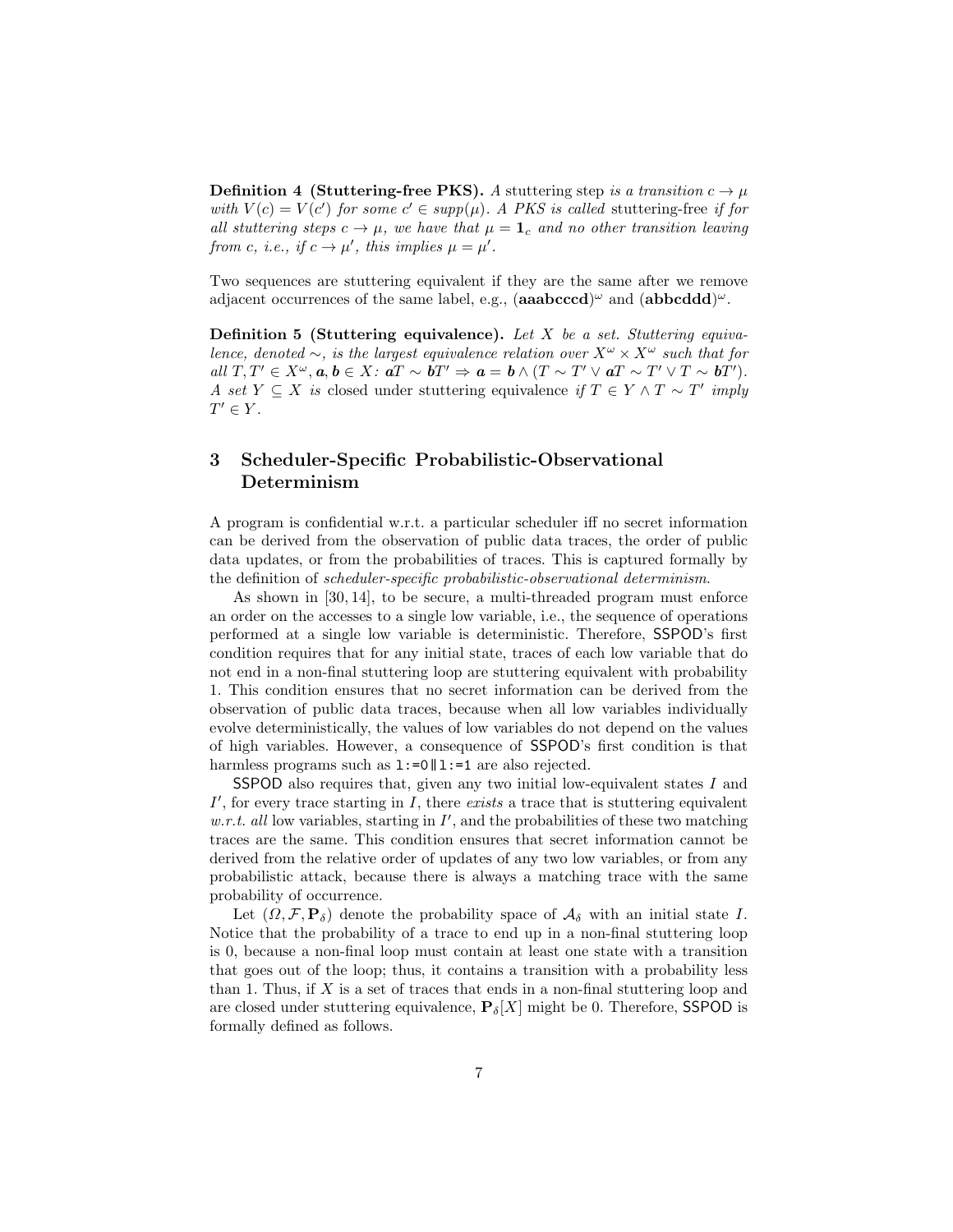**Definition 4 (Stuttering-free PKS).** *A* stuttering step *is a transition $c \to \mu$ with $V(c) = V(c')$ for some $c' \in supp(\mu)$. A PKS is called* stuttering-free *if for all stuttering steps $c \to \mu$, we have that $\mu = \mathbf{1}_c$ and no other transition leaving from $c$, i.e., if $c \to \mu'$, this implies $\mu = \mu'$.*

Two sequences are stuttering equivalent if they are the same after we remove adjacent occurrences of the same label, e.g., $(\mathbf{aaabcccd})^\omega$ and $(\mathbf{abbcddd})^\omega$.

**Definition 5 (Stuttering equivalence).** *Let $X$ be a set. Stuttering equivalence, denoted $\sim$, is the largest equivalence relation over $X^\omega \times X^\omega$ such that for all $T, T' \in X^\omega, \boldsymbol{a}, \boldsymbol{b} \in X$: $\boldsymbol{a}T \sim \boldsymbol{b}T' \Rightarrow \boldsymbol{a} = \boldsymbol{b} \wedge (T \sim T' \vee \boldsymbol{a}T \sim T' \vee T \sim \boldsymbol{b}T')$. A set $Y \subseteq X$ is* closed under stuttering equivalence *if $T \in Y \wedge T \sim T'$ imply $T' \in Y$.*

# 3 Scheduler-Specific Probabilistic-Observational Determinism

A program is confidential w.r.t. a particular scheduler iff no secret information can be derived from the observation of public data traces, the order of public data updates, or from the probabilities of traces. This is captured formally by the definition of *scheduler-specific probabilistic-observational determinism*.

As shown in [30, 14], to be secure, a multi-threaded program must enforce an order on the accesses to a single low variable, i.e., the sequence of operations performed at a single low variable is deterministic. Therefore, SSPOD's first condition requires that for any initial state, traces of each low variable that do not end in a non-final stuttering loop are stuttering equivalent with probability 1. This condition ensures that no secret information can be derived from the observation of public data traces, because when all low variables individually evolve deterministically, the values of low variables do not depend on the values of high variables. However, a consequence of SSPOD's first condition is that harmless programs such as `l:=0||l:=1` are also rejected.

SSPOD also requires that, given any two initial low-equivalent states $I$ and $I'$, for every trace starting in $I$, there *exists* a trace that is stuttering equivalent *w.r.t. all* low variables, starting in $I'$, and the probabilities of these two matching traces are the same. This condition ensures that secret information cannot be derived from the relative order of updates of any two low variables, or from any probabilistic attack, because there is always a matching trace with the same probability of occurrence.

Let $(\Omega, \mathcal{F}, \mathbf{P}_\delta)$ denote the probability space of $\mathcal{A}_\delta$ with an initial state $I$. Notice that the probability of a trace to end up in a non-final stuttering loop is 0, because a non-final loop must contain at least one state with a transition that goes out of the loop; thus, it contains a transition with a probability less than 1. Thus, if $X$ is a set of traces that ends in a non-final stuttering loop and are closed under stuttering equivalence, $\mathbf{P}_\delta[X]$ might be 0. Therefore, SSPOD is formally defined as follows.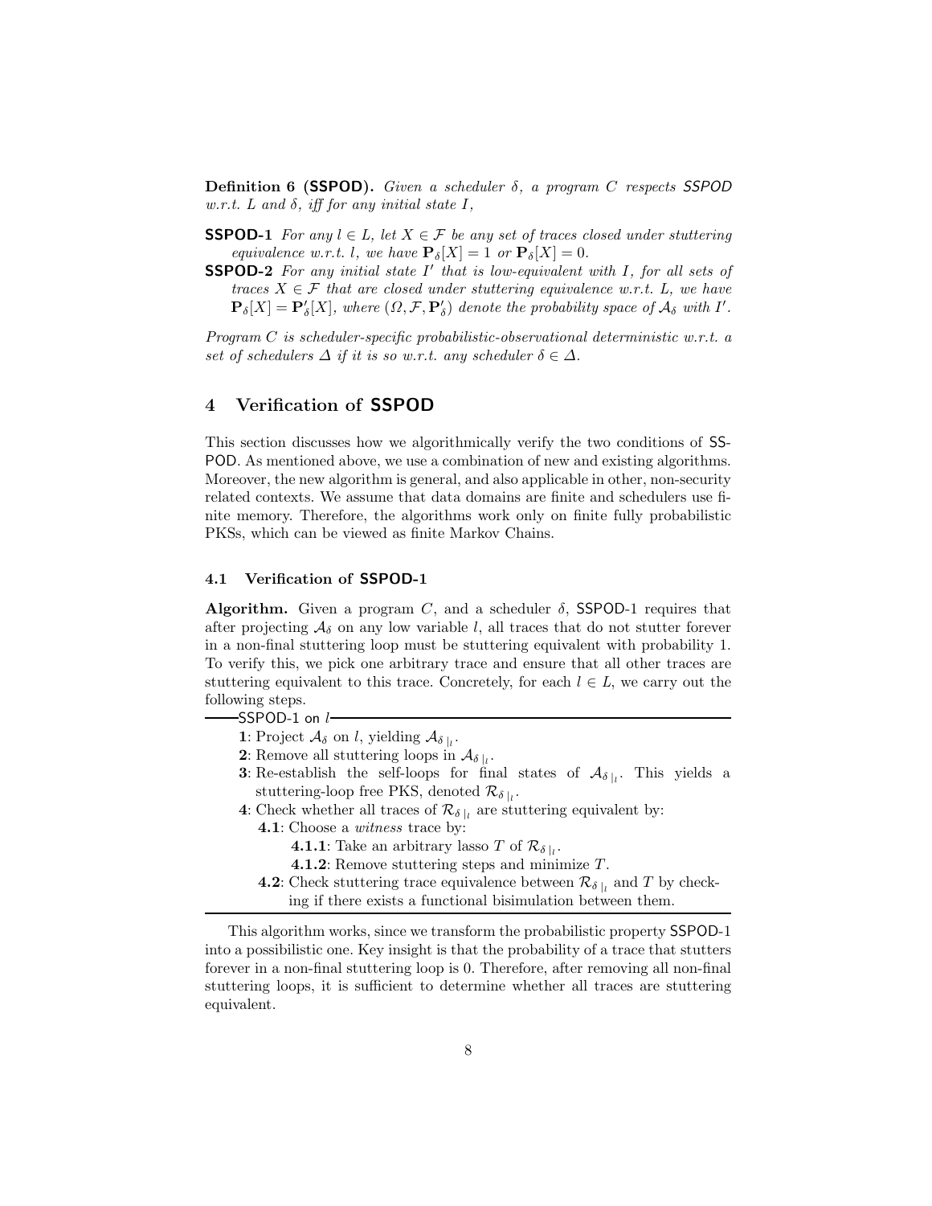**Definition 6 (SSPOD).** *Given a scheduler $\delta$, a program $C$ respects SSPOD w.r.t. $L$ and $\delta$, iff for any initial state $I$,*

**SSPOD-1** *For any $l \in L$, let $X \in \mathcal{F}$ be any set of traces closed under stuttering equivalence w.r.t. $l$, we have $\mathbf{P}_\delta[X] = 1$ or $\mathbf{P}_\delta[X] = 0$.*

**SSPOD-2** *For any initial state $I'$ that is low-equivalent with $I$, for all sets of traces $X \in \mathcal{F}$ that are closed under stuttering equivalence w.r.t. $L$, we have $\mathbf{P}_\delta[X] = \mathbf{P}'_\delta[X]$, where $(\Omega, \mathcal{F}, \mathbf{P}'_\delta)$ denote the probability space of $\mathcal{A}_\delta$ with $I'$.*

*Program $C$ is scheduler-specific probabilistic-observational deterministic w.r.t. a set of schedulers $\Delta$ if it is so w.r.t. any scheduler $\delta \in \Delta$.*

## 4 Verification of SSPOD

This section discusses how we algorithmically verify the two conditions of SSPOD. As mentioned above, we use a combination of new and existing algorithms. Moreover, the new algorithm is general, and also applicable in other, non-security related contexts. We assume that data domains are finite and schedulers use finite memory. Therefore, the algorithms work only on finite fully probabilistic PKSs, which can be viewed as finite Markov Chains.

### 4.1 Verification of SSPOD-1

**Algorithm.** Given a program $C$, and a scheduler $\delta$, SSPOD-1 requires that after projecting $\mathcal{A}_\delta$ on any low variable $l$, all traces that do not stutter forever in a non-final stuttering loop must be stuttering equivalent with probability 1. To verify this, we pick one arbitrary trace and ensure that all other traces are stuttering equivalent to this trace. Concretely, for each $l \in L$, we carry out the following steps.

**SSPOD-1 on $l$**

- **1**: Project $\mathcal{A}_\delta$ on $l$, yielding $\mathcal{A}_{\delta\,|_l}$.
- **2**: Remove all stuttering loops in $\mathcal{A}_{\delta\,|_l}$.
- **3**: Re-establish the self-loops for final states of $\mathcal{A}_{\delta\,|_l}$. This yields a stuttering-loop free PKS, denoted $\mathcal{R}_{\delta\,|_l}$.
- **4**: Check whether all traces of $\mathcal{R}_{\delta\,|_l}$ are stuttering equivalent by:
  - **4.1**: Choose a *witness* trace by:
    - **4.1.1**: Take an arbitrary lasso $T$ of $\mathcal{R}_{\delta\,|_l}$.
    - **4.1.2**: Remove stuttering steps and minimize $T$.
  - **4.2**: Check stuttering trace equivalence between $\mathcal{R}_{\delta\,|_l}$ and $T$ by checking if there exists a functional bisimulation between them.

This algorithm works, since we transform the probabilistic property SSPOD-1 into a possibilistic one. Key insight is that the probability of a trace that stutters forever in a non-final stuttering loop is 0. Therefore, after removing all non-final stuttering loops, it is sufficient to determine whether all traces are stuttering equivalent.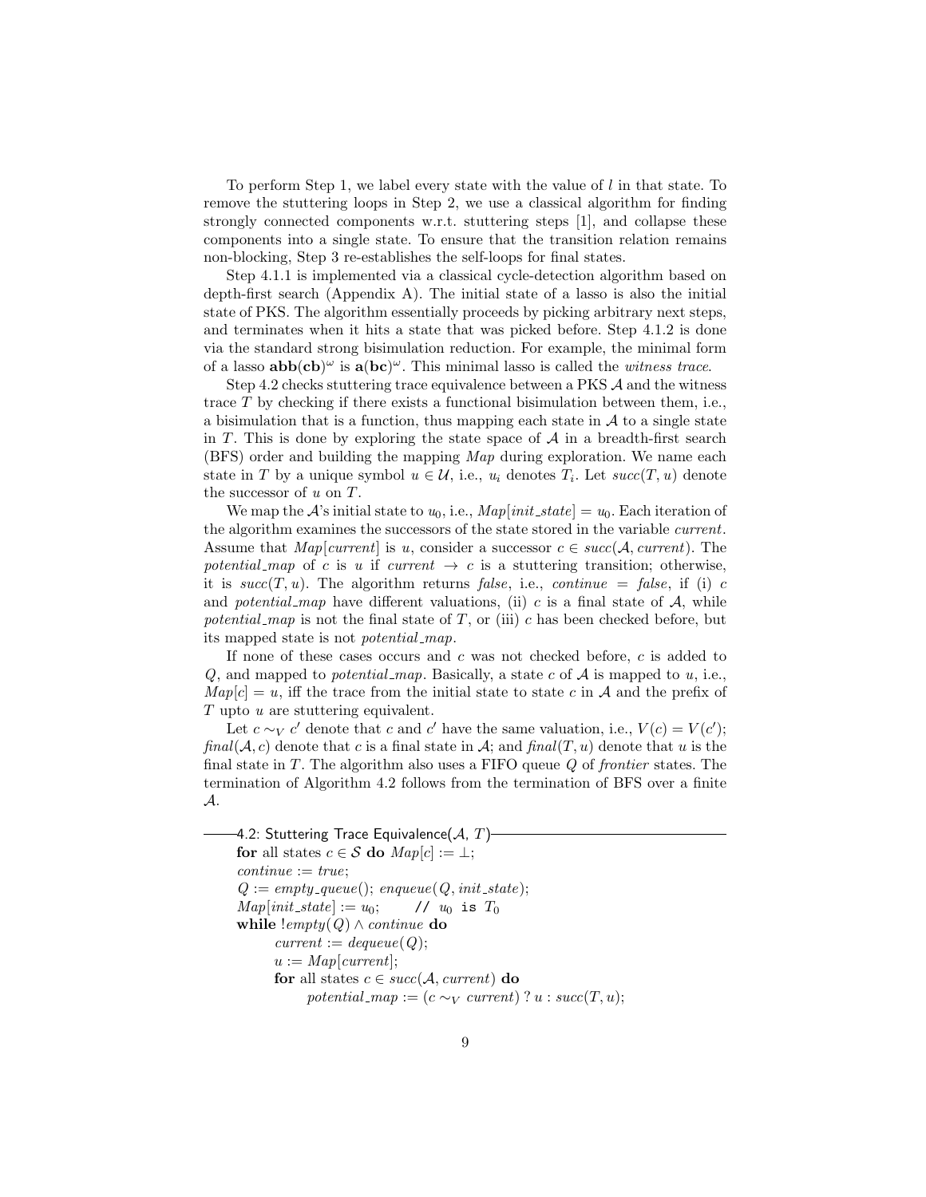To perform Step 1, we label every state with the value of $l$ in that state. To remove the stuttering loops in Step 2, we use a classical algorithm for finding strongly connected components w.r.t. stuttering steps [1], and collapse these components into a single state. To ensure that the transition relation remains non-blocking, Step 3 re-establishes the self-loops for final states.

Step 4.1.1 is implemented via a classical cycle-detection algorithm based on depth-first search (Appendix A). The initial state of a lasso is also the initial state of PKS. The algorithm essentially proceeds by picking arbitrary next steps, and terminates when it hits a state that was picked before. Step 4.1.2 is done via the standard strong bisimulation reduction. For example, the minimal form of a lasso $\mathbf{abb}(\mathbf{cb})^\omega$ is $\mathbf{a}(\mathbf{bc})^\omega$. This minimal lasso is called the *witness trace*.

Step 4.2 checks stuttering trace equivalence between a PKS $\mathcal{A}$ and the witness trace $T$ by checking if there exists a functional bisimulation between them, i.e., a bisimulation that is a function, thus mapping each state in $\mathcal{A}$ to a single state in $T$. This is done by exploring the state space of $\mathcal{A}$ in a breadth-first search (BFS) order and building the mapping *Map* during exploration. We name each state in $T$ by a unique symbol $u \in \mathcal{U}$, i.e., $u_i$ denotes $T_i$. Let $succ(T, u)$ denote the successor of $u$ on $T$.

We map the $\mathcal{A}$'s initial state to $u_0$, i.e., $Map[init\_state] = u_0$. Each iteration of the algorithm examines the successors of the state stored in the variable *current*. Assume that $Map[current]$ is $u$, consider a successor $c \in succ(\mathcal{A}, current)$. The *potential_map* of $c$ is $u$ if $current \to c$ is a stuttering transition; otherwise, it is $succ(T, u)$. The algorithm returns *false*, i.e., $continue = false$, if (i) $c$ and *potential_map* have different valuations, (ii) $c$ is a final state of $\mathcal{A}$, while *potential_map* is not the final state of $T$, or (iii) $c$ has been checked before, but its mapped state is not *potential_map*.

If none of these cases occurs and $c$ was not checked before, $c$ is added to $Q$, and mapped to *potential_map*. Basically, a state $c$ of $\mathcal{A}$ is mapped to $u$, i.e., $Map[c] = u$, iff the trace from the initial state to state $c$ in $\mathcal{A}$ and the prefix of $T$ upto $u$ are stuttering equivalent.

Let $c \sim_V c'$ denote that $c$ and $c'$ have the same valuation, i.e., $V(c) = V(c')$; $final(\mathcal{A}, c)$ denote that $c$ is a final state in $\mathcal{A}$; and $final(T, u)$ denote that $u$ is the final state in $T$. The algorithm also uses a FIFO queue $Q$ of *frontier* states. The termination of Algorithm 4.2 follows from the termination of BFS over a finite $\mathcal{A}$.

```
4.2: Stuttering Trace Equivalence(A, T)
for all states c ∈ S do Map[c] := ⊥;
continue := true;
Q := empty_queue(); enqueue(Q, init_state);
Map[init_state] := u_0;      // u_0 is T_0
while !empty(Q) ∧ continue do
    current := dequeue(Q);
    u := Map[current];
    for all states c ∈ succ(A, current) do
        potential_map := (c ~_V current) ? u : succ(T, u);
```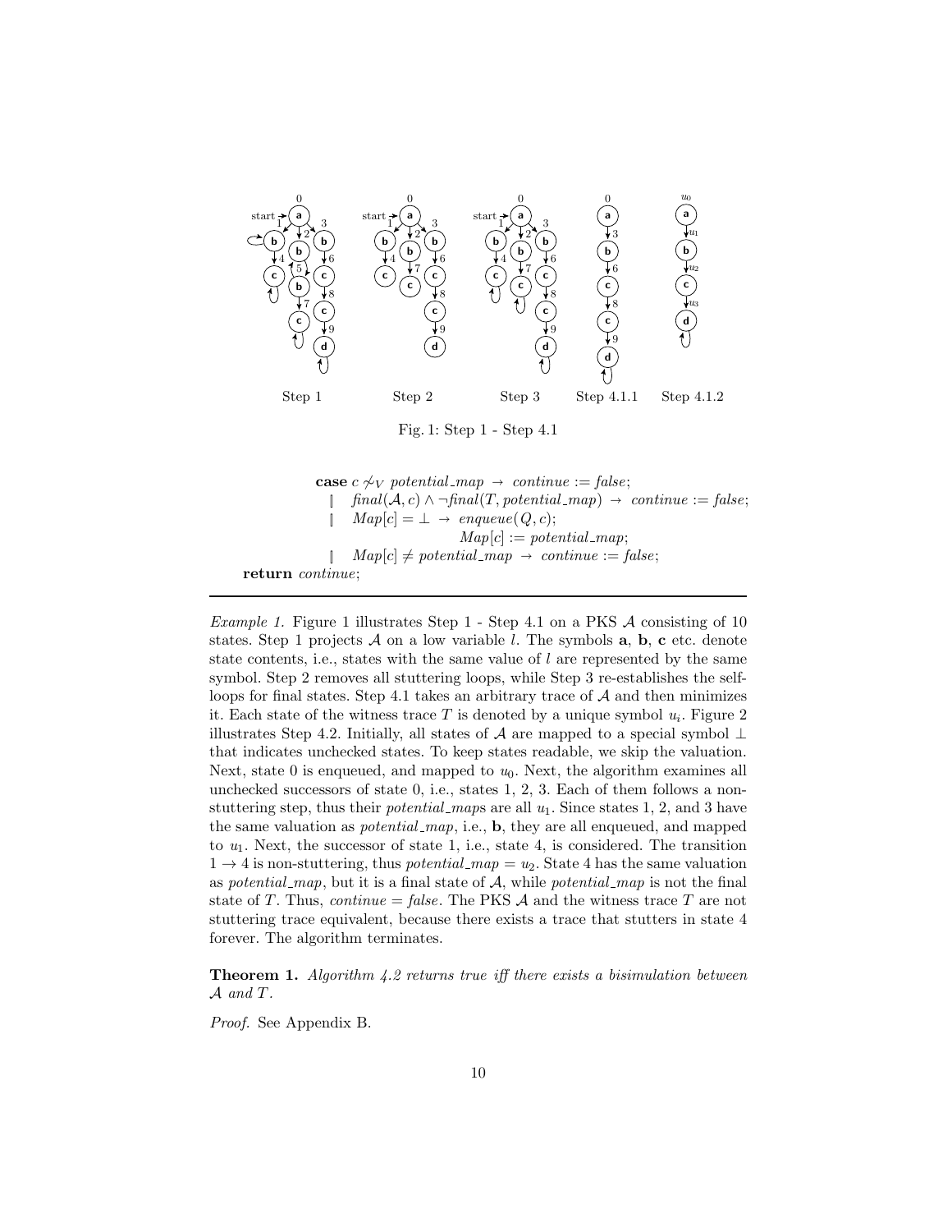Step 1 Step 2 Step 3 Step 4.1.1 Step 4.1.2

Fig. 1: Step 1 - Step 4.1

```
case c ≁_V potential_map → continue := false;
  ▯ final(A, c) ∧ ¬final(T, potential_map) → continue := false;
  ▯ Map[c] = ⊥ → enqueue(Q, c);
                  Map[c] := potential_map;
  ▯ Map[c] ≠ potential_map → continue := false;
return continue;
```

*Example 1.* Figure 1 illustrates Step 1 - Step 4.1 on a PKS $\mathcal{A}$ consisting of 10 states. Step 1 projects $\mathcal{A}$ on a low variable $l$. The symbols **a**, **b**, **c** etc. denote state contents, i.e., states with the same value of $l$ are represented by the same symbol. Step 2 removes all stuttering loops, while Step 3 re-establishes the self-loops for final states. Step 4.1 takes an arbitrary trace of $\mathcal{A}$ and then minimizes it. Each state of the witness trace $T$ is denoted by a unique symbol $u_i$. Figure 2 illustrates Step 4.2. Initially, all states of $\mathcal{A}$ are mapped to a special symbol $\perp$ that indicates unchecked states. To keep states readable, we skip the valuation. Next, state 0 is enqueued, and mapped to $u_0$. Next, the algorithm examines all unchecked successors of state 0, i.e., states 1, 2, 3. Each of them follows a non-stuttering step, thus their *potential_maps* are all $u_1$. Since states 1, 2, and 3 have the same valuation as *potential_map*, i.e., **b**, they are all enqueued, and mapped to $u_1$. Next, the successor of state 1, i.e., state 4, is considered. The transition $1 \rightarrow 4$ is non-stuttering, thus *potential_map* $= u_2$. State 4 has the same valuation as *potential_map*, but it is a final state of $\mathcal{A}$, while *potential_map* is not the final state of $T$. Thus, *continue* $=$ *false*. The PKS $\mathcal{A}$ and the witness trace $T$ are not stuttering trace equivalent, because there exists a trace that stutters in state 4 forever. The algorithm terminates.

**Theorem 1.** *Algorithm 4.2 returns true iff there exists a bisimulation between $\mathcal{A}$ and $T$.*

*Proof.* See Appendix B.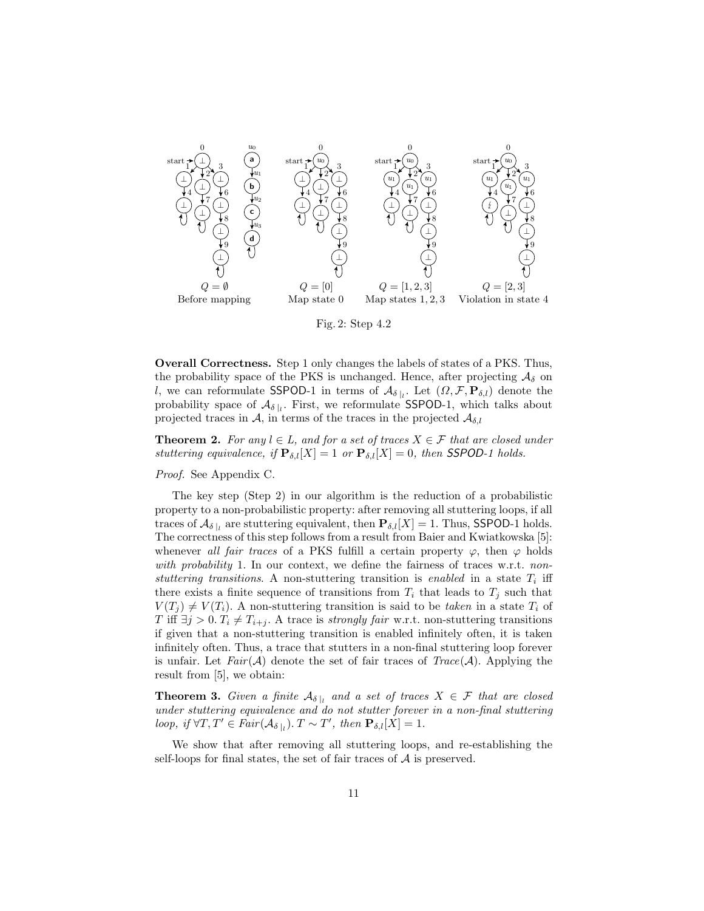Fig. 2: Step 4.2

**Overall Correctness.** Step 1 only changes the labels of states of a PKS. Thus, the probability space of the PKS is unchanged. Hence, after projecting $\mathcal{A}_\delta$ on $l$, we can reformulate SSPOD-1 in terms of $\mathcal{A}_{\delta\,|_l}$. Let $(\Omega, \mathcal{F}, \mathbf{P}_{\delta,l})$ denote the probability space of $\mathcal{A}_{\delta\,|_l}$. First, we reformulate SSPOD-1, which talks about projected traces in $\mathcal{A}$, in terms of the traces in the projected $\mathcal{A}_{\delta,l}$

**Theorem 2.** *For any $l \in L$, and for a set of traces $X \in \mathcal{F}$ that are closed under stuttering equivalence, if $\mathbf{P}_{\delta,l}[X] = 1$ or $\mathbf{P}_{\delta,l}[X] = 0$, then SSPOD-1 holds.*

*Proof.* See Appendix C.

The key step (Step 2) in our algorithm is the reduction of a probabilistic property to a non-probabilistic property: after removing all stuttering loops, if all traces of $\mathcal{A}_{\delta\,|_l}$ are stuttering equivalent, then $\mathbf{P}_{\delta,l}[X] = 1$. Thus, SSPOD-1 holds. The correctness of this step follows from a result from Baier and Kwiatkowska [5]: whenever *all fair traces* of a PKS fulfill a certain property $\varphi$, then $\varphi$ holds *with probability* 1. In our context, we define the fairness of traces w.r.t. *non-stuttering transitions*. A non-stuttering transition is *enabled* in a state $T_i$ iff there exists a finite sequence of transitions from $T_i$ that leads to $T_j$ such that $V(T_j) \neq V(T_i)$. A non-stuttering transition is said to be *taken* in a state $T_i$ of $T$ iff $\exists j > 0.\, T_i \neq T_{i+j}$. A trace is *strongly fair* w.r.t. non-stuttering transitions if given that a non-stuttering transition is enabled infinitely often, it is taken infinitely often. Thus, a trace that stutters in a non-final stuttering loop forever is unfair. Let $Fair(\mathcal{A})$ denote the set of fair traces of $Trace(\mathcal{A})$. Applying the result from [5], we obtain:

**Theorem 3.** *Given a finite $\mathcal{A}_{\delta\,|_l}$ and a set of traces $X \in \mathcal{F}$ that are closed under stuttering equivalence and do not stutter forever in a non-final stuttering loop, if $\forall T, T' \in Fair(\mathcal{A}_{\delta\,|_l}).\, T \sim T'$, then $\mathbf{P}_{\delta,l}[X] = 1$.*

We show that after removing all stuttering loops, and re-establishing the self-loops for final states, the set of fair traces of $\mathcal{A}$ is preserved.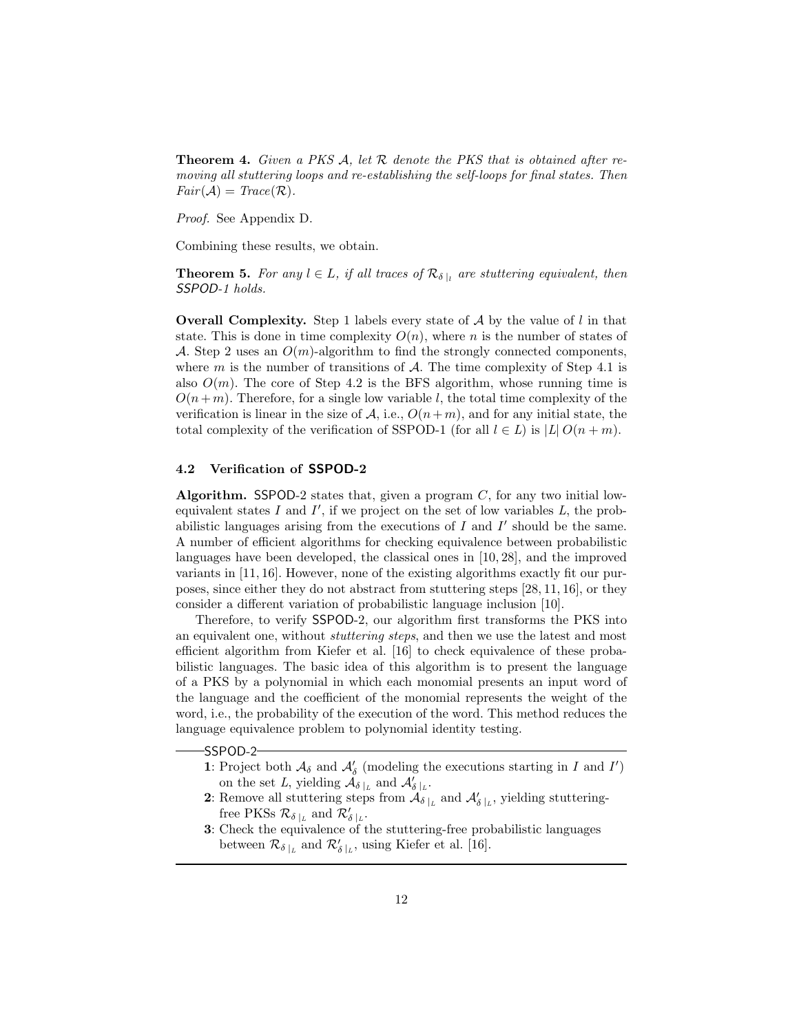**Theorem 4.** *Given a PKS $\mathcal{A}$, let $\mathcal{R}$ denote the PKS that is obtained after removing all stuttering loops and re-establishing the self-loops for final states. Then $Fair(\mathcal{A}) = Trace(\mathcal{R})$.*

*Proof.* See Appendix D.

Combining these results, we obtain.

**Theorem 5.** *For any $l \in L$, if all traces of $\mathcal{R}_{\delta\,|_l}$ are stuttering equivalent, then SSPOD-1 holds.*

**Overall Complexity.** Step 1 labels every state of $\mathcal{A}$ by the value of $l$ in that state. This is done in time complexity $O(n)$, where $n$ is the number of states of $\mathcal{A}$. Step 2 uses an $O(m)$-algorithm to find the strongly connected components, where $m$ is the number of transitions of $\mathcal{A}$. The time complexity of Step 4.1 is also $O(m)$. The core of Step 4.2 is the BFS algorithm, whose running time is $O(n+m)$. Therefore, for a single low variable $l$, the total time complexity of the verification is linear in the size of $\mathcal{A}$, i.e., $O(n+m)$, and for any initial state, the total complexity of the verification of SSPOD-1 (for all $l \in L$) is $|L|\, O(n+m)$.

### 4.2 Verification of SSPOD-2

**Algorithm.** SSPOD-2 states that, given a program $C$, for any two initial low-equivalent states $I$ and $I'$, if we project on the set of low variables $L$, the probabilistic languages arising from the executions of $I$ and $I'$ should be the same. A number of efficient algorithms for checking equivalence between probabilistic languages have been developed, the classical ones in [10, 28], and the improved variants in [11, 16]. However, none of the existing algorithms exactly fit our purposes, since either they do not abstract from stuttering steps [28, 11, 16], or they consider a different variation of probabilistic language inclusion [10].

Therefore, to verify SSPOD-2, our algorithm first transforms the PKS into an equivalent one, without *stuttering steps*, and then we use the latest and most efficient algorithm from Kiefer et al. [16] to check equivalence of these probabilistic languages. The basic idea of this algorithm is to present the language of a PKS by a polynomial in which each monomial presents an input word of the language and the coefficient of the monomial represents the weight of the word, i.e., the probability of the execution of the word. This method reduces the language equivalence problem to polynomial identity testing.

SSPOD-2

**1**: Project both $\mathcal{A}_\delta$ and $\mathcal{A}'_\delta$ (modeling the executions starting in $I$ and $I'$) on the set $L$, yielding $\mathcal{A}_{\delta\,|_L}$ and $\mathcal{A}'_{\delta\,|_L}$.

**2**: Remove all stuttering steps from $\mathcal{A}_{\delta\,|_L}$ and $\mathcal{A}'_{\delta\,|_L}$, yielding stuttering-free PKSs $\mathcal{R}_{\delta\,|_L}$ and $\mathcal{R}'_{\delta\,|_L}$.

**3**: Check the equivalence of the stuttering-free probabilistic languages between $\mathcal{R}_{\delta\,|_L}$ and $\mathcal{R}'_{\delta\,|_L}$, using Kiefer et al. [16].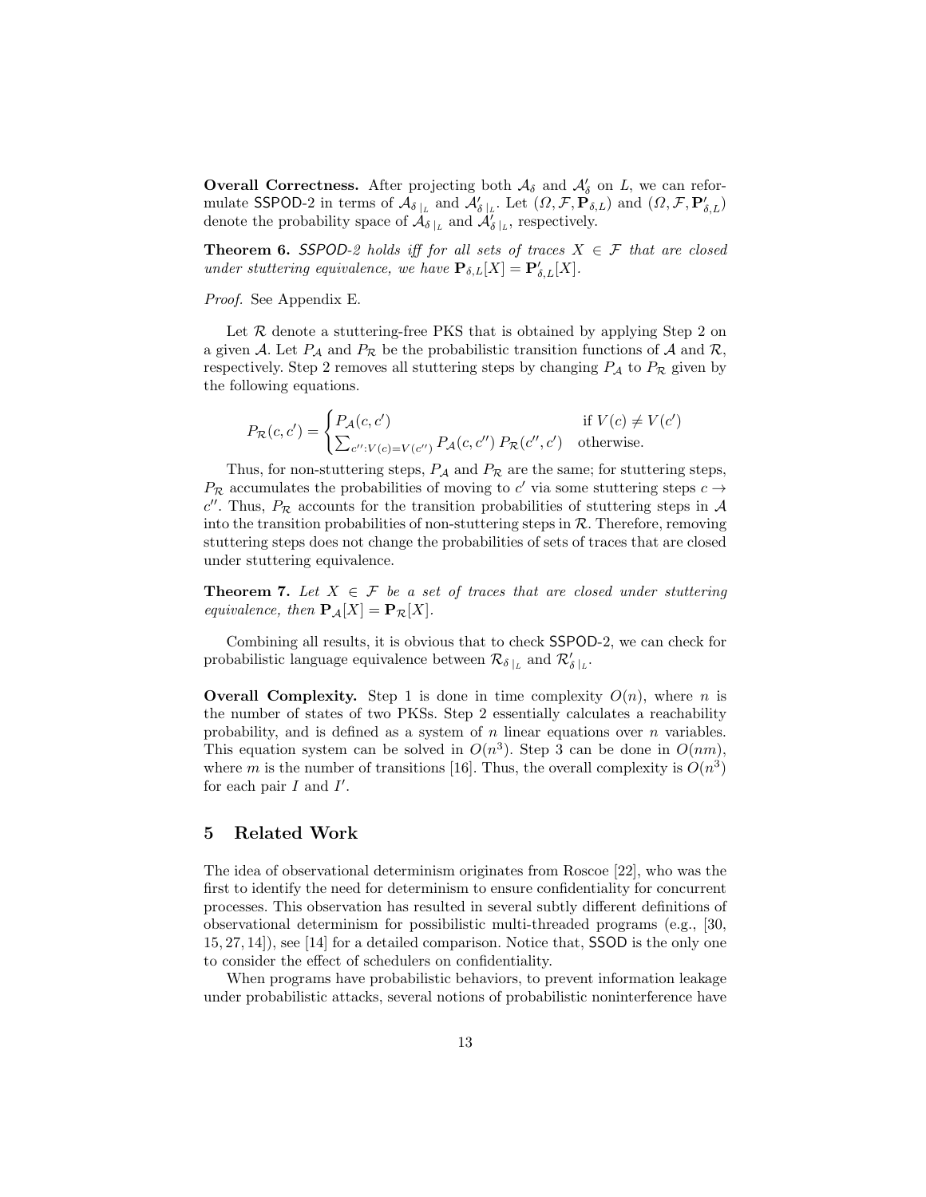**Overall Correctness.** After projecting both $\mathcal{A}_\delta$ and $\mathcal{A}'_\delta$ on $L$, we can reformulate SSPOD-2 in terms of $\mathcal{A}_{\delta\,|_L}$ and $\mathcal{A}'_{\delta\,|_L}$. Let $(\Omega, \mathcal{F}, \mathbf{P}_{\delta,L})$ and $(\Omega, \mathcal{F}, \mathbf{P}'_{\delta,L})$ denote the probability space of $\mathcal{A}_{\delta\,|_L}$ and $\mathcal{A}'_{\delta\,|_L}$, respectively.

**Theorem 6.** *SSPOD-2 holds iff for all sets of traces $X \in \mathcal{F}$ that are closed under stuttering equivalence, we have $\mathbf{P}_{\delta,L}[X] = \mathbf{P}'_{\delta,L}[X]$.*

*Proof.* See Appendix E.

Let $\mathcal{R}$ denote a stuttering-free PKS that is obtained by applying Step 2 on a given $\mathcal{A}$. Let $P_\mathcal{A}$ and $P_\mathcal{R}$ be the probabilistic transition functions of $\mathcal{A}$ and $\mathcal{R}$, respectively. Step 2 removes all stuttering steps by changing $P_\mathcal{A}$ to $P_\mathcal{R}$ given by the following equations.

$$P_\mathcal{R}(c, c') = \begin{cases} P_\mathcal{A}(c, c') & \text{if } V(c) \neq V(c') \\ \sum_{c'':V(c)=V(c'')} P_\mathcal{A}(c, c'')\, P_\mathcal{R}(c'', c') & \text{otherwise.} \end{cases}$$

Thus, for non-stuttering steps, $P_\mathcal{A}$ and $P_\mathcal{R}$ are the same; for stuttering steps, $P_\mathcal{R}$ accumulates the probabilities of moving to $c'$ via some stuttering steps $c \to c''$. Thus, $P_\mathcal{R}$ accounts for the transition probabilities of stuttering steps in $\mathcal{A}$ into the transition probabilities of non-stuttering steps in $\mathcal{R}$. Therefore, removing stuttering steps does not change the probabilities of sets of traces that are closed under stuttering equivalence.

**Theorem 7.** *Let $X \in \mathcal{F}$ be a set of traces that are closed under stuttering equivalence, then $\mathbf{P}_\mathcal{A}[X] = \mathbf{P}_\mathcal{R}[X]$.*

Combining all results, it is obvious that to check SSPOD-2, we can check for probabilistic language equivalence between $\mathcal{R}_{\delta\,|_L}$ and $\mathcal{R}'_{\delta\,|_L}$.

**Overall Complexity.** Step 1 is done in time complexity $O(n)$, where $n$ is the number of states of two PKSs. Step 2 essentially calculates a reachability probability, and is defined as a system of $n$ linear equations over $n$ variables. This equation system can be solved in $O(n^3)$. Step 3 can be done in $O(nm)$, where $m$ is the number of transitions [16]. Thus, the overall complexity is $O(n^3)$ for each pair $I$ and $I'$.

## 5 Related Work

The idea of observational determinism originates from Roscoe [22], who was the first to identify the need for determinism to ensure confidentiality for concurrent processes. This observation has resulted in several subtly different definitions of observational determinism for possibilistic multi-threaded programs (e.g., [30, 15, 27, 14]), see [14] for a detailed comparison. Notice that, SSOD is the only one to consider the effect of schedulers on confidentiality.

When programs have probabilistic behaviors, to prevent information leakage under probabilistic attacks, several notions of probabilistic noninterference have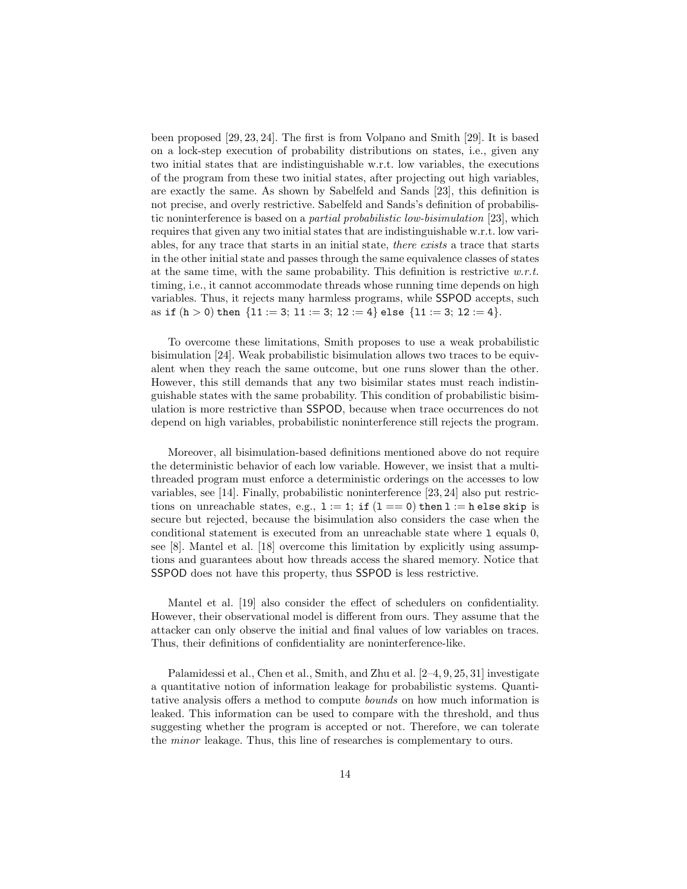been proposed [29, 23, 24]. The first is from Volpano and Smith [29]. It is based on a lock-step execution of probability distributions on states, i.e., given any two initial states that are indistinguishable w.r.t. low variables, the executions of the program from these two initial states, after projecting out high variables, are exactly the same. As shown by Sabelfeld and Sands [23], this definition is not precise, and overly restrictive. Sabelfeld and Sands's definition of probabilistic noninterference is based on a *partial probabilistic low-bisimulation* [23], which requires that given any two initial states that are indistinguishable w.r.t. low variables, for any trace that starts in an initial state, *there exists* a trace that starts in the other initial state and passes through the same equivalence classes of states at the same time, with the same probability. This definition is restrictive *w.r.t.* timing, i.e., it cannot accommodate threads whose running time depends on high variables. Thus, it rejects many harmless programs, while SSPOD accepts, such as `if (h > 0) then {l1 := 3; l1 := 3; l2 := 4} else {l1 := 3; l2 := 4}`.

To overcome these limitations, Smith proposes to use a weak probabilistic bisimulation [24]. Weak probabilistic bisimulation allows two traces to be equivalent when they reach the same outcome, but one runs slower than the other. However, this still demands that any two bisimilar states must reach indistinguishable states with the same probability. This condition of probabilistic bisimulation is more restrictive than SSPOD, because when trace occurrences do not depend on high variables, probabilistic noninterference still rejects the program.

Moreover, all bisimulation-based definitions mentioned above do not require the deterministic behavior of each low variable. However, we insist that a multi-threaded program must enforce a deterministic orderings on the accesses to low variables, see [14]. Finally, probabilistic noninterference [23, 24] also put restrictions on unreachable states, e.g., `l := 1; if (l == 0) then l := h else skip` is secure but rejected, because the bisimulation also considers the case when the conditional statement is executed from an unreachable state where `l` equals 0, see [8]. Mantel et al. [18] overcome this limitation by explicitly using assumptions and guarantees about how threads access the shared memory. Notice that SSPOD does not have this property, thus SSPOD is less restrictive.

Mantel et al. [19] also consider the effect of schedulers on confidentiality. However, their observational model is different from ours. They assume that the attacker can only observe the initial and final values of low variables on traces. Thus, their definitions of confidentiality are noninterference-like.

Palamidessi et al., Chen et al., Smith, and Zhu et al. [2–4, 9, 25, 31] investigate a quantitative notion of information leakage for probabilistic systems. Quantitative analysis offers a method to compute *bounds* on how much information is leaked. This information can be used to compare with the threshold, and thus suggesting whether the program is accepted or not. Therefore, we can tolerate the *minor* leakage. Thus, this line of researches is complementary to ours.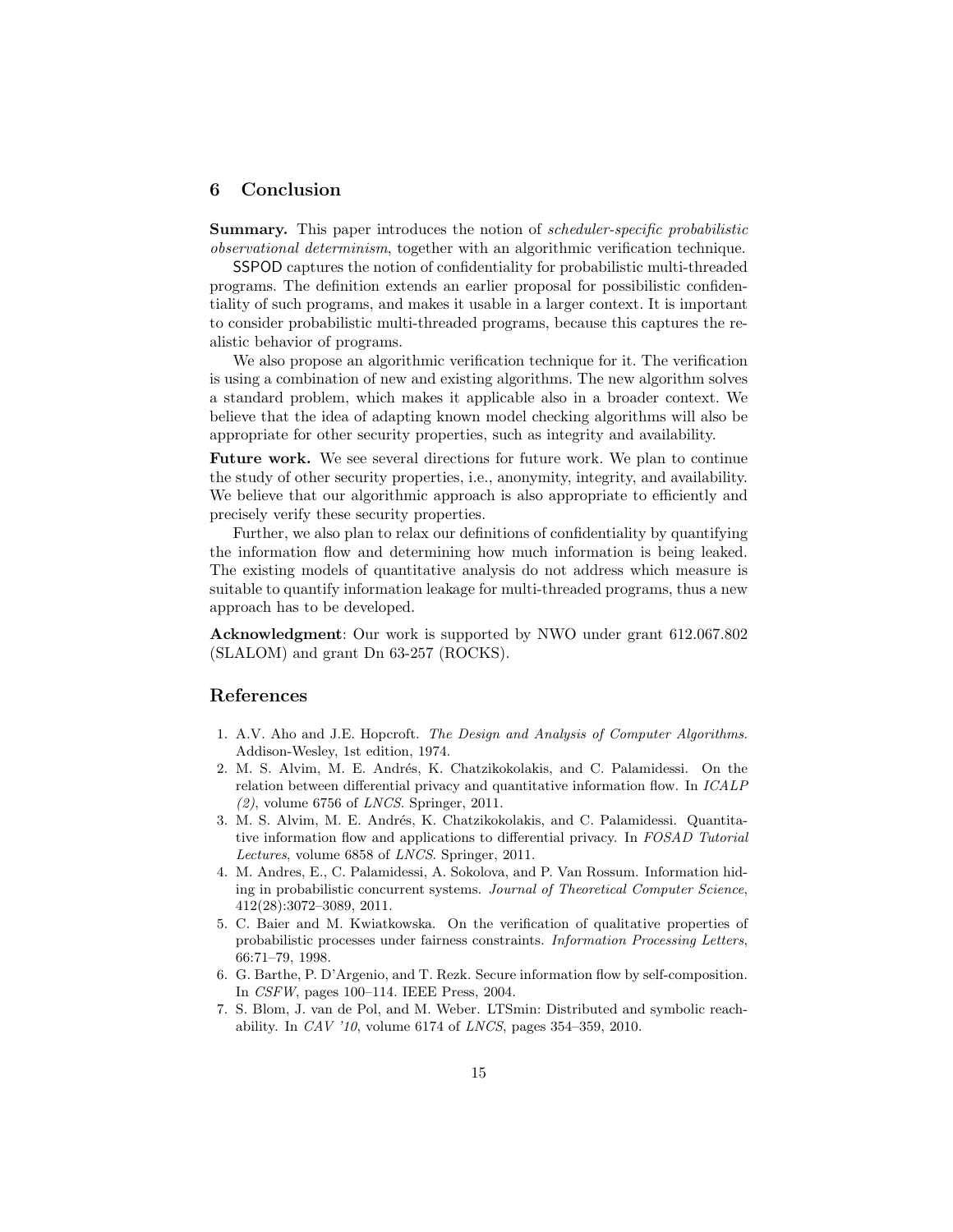## 6 Conclusion

**Summary.** This paper introduces the notion of *scheduler-specific probabilistic observational determinism*, together with an algorithmic verification technique.

SSPOD captures the notion of confidentiality for probabilistic multi-threaded programs. The definition extends an earlier proposal for possibilistic confidentiality of such programs, and makes it usable in a larger context. It is important to consider probabilistic multi-threaded programs, because this captures the realistic behavior of programs.

We also propose an algorithmic verification technique for it. The verification is using a combination of new and existing algorithms. The new algorithm solves a standard problem, which makes it applicable also in a broader context. We believe that the idea of adapting known model checking algorithms will also be appropriate for other security properties, such as integrity and availability.

**Future work.** We see several directions for future work. We plan to continue the study of other security properties, i.e., anonymity, integrity, and availability. We believe that our algorithmic approach is also appropriate to efficiently and precisely verify these security properties.

Further, we also plan to relax our definitions of confidentiality by quantifying the information flow and determining how much information is being leaked. The existing models of quantitative analysis do not address which measure is suitable to quantify information leakage for multi-threaded programs, thus a new approach has to be developed.

**Acknowledgment**: Our work is supported by NWO under grant 612.067.802 (SLALOM) and grant Dn 63-257 (ROCKS).

## References

1. A.V. Aho and J.E. Hopcroft. *The Design and Analysis of Computer Algorithms*. Addison-Wesley, 1st edition, 1974.
2. M. S. Alvim, M. E. Andrés, K. Chatzikokolakis, and C. Palamidessi. On the relation between differential privacy and quantitative information flow. In *ICALP (2)*, volume 6756 of *LNCS*. Springer, 2011.
3. M. S. Alvim, M. E. Andrés, K. Chatzikokolakis, and C. Palamidessi. Quantitative information flow and applications to differential privacy. In *FOSAD Tutorial Lectures*, volume 6858 of *LNCS*. Springer, 2011.
4. M. Andres, E., C. Palamidessi, A. Sokolova, and P. Van Rossum. Information hiding in probabilistic concurrent systems. *Journal of Theoretical Computer Science*, 412(28):3072–3089, 2011.
5. C. Baier and M. Kwiatkowska. On the verification of qualitative properties of probabilistic processes under fairness constraints. *Information Processing Letters*, 66:71–79, 1998.
6. G. Barthe, P. D'Argenio, and T. Rezk. Secure information flow by self-composition. In *CSFW*, pages 100–114. IEEE Press, 2004.
7. S. Blom, J. van de Pol, and M. Weber. LTSmin: Distributed and symbolic reachability. In *CAV '10*, volume 6174 of *LNCS*, pages 354–359, 2010.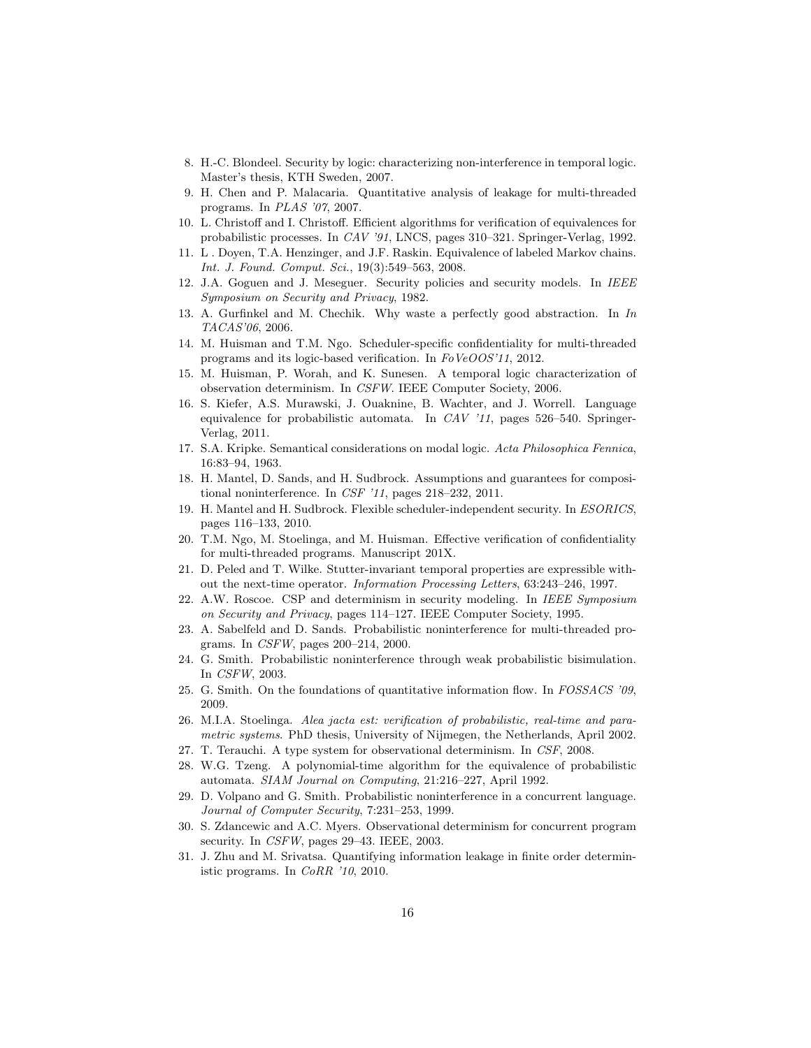8. H.-C. Blondeel. Security by logic: characterizing non-interference in temporal logic. Master's thesis, KTH Sweden, 2007.
9. H. Chen and P. Malacaria. Quantitative analysis of leakage for multi-threaded programs. In *PLAS '07*, 2007.
10. L. Christoff and I. Christoff. Efficient algorithms for verification of equivalences for probabilistic processes. In *CAV '91*, LNCS, pages 310–321. Springer-Verlag, 1992.
11. L . Doyen, T.A. Henzinger, and J.F. Raskin. Equivalence of labeled Markov chains. *Int. J. Found. Comput. Sci.*, 19(3):549–563, 2008.
12. J.A. Goguen and J. Meseguer. Security policies and security models. In *IEEE Symposium on Security and Privacy*, 1982.
13. A. Gurfinkel and M. Chechik. Why waste a perfectly good abstraction. In *In TACAS'06*, 2006.
14. M. Huisman and T.M. Ngo. Scheduler-specific confidentiality for multi-threaded programs and its logic-based verification. In *FoVeOOS'11*, 2012.
15. M. Huisman, P. Worah, and K. Sunesen. A temporal logic characterization of observation determinism. In *CSFW*. IEEE Computer Society, 2006.
16. S. Kiefer, A.S. Murawski, J. Ouaknine, B. Wachter, and J. Worrell. Language equivalence for probabilistic automata. In *CAV '11*, pages 526–540. Springer-Verlag, 2011.
17. S.A. Kripke. Semantical considerations on modal logic. *Acta Philosophica Fennica*, 16:83–94, 1963.
18. H. Mantel, D. Sands, and H. Sudbrock. Assumptions and guarantees for compositional noninterference. In *CSF '11*, pages 218–232, 2011.
19. H. Mantel and H. Sudbrock. Flexible scheduler-independent security. In *ESORICS*, pages 116–133, 2010.
20. T.M. Ngo, M. Stoelinga, and M. Huisman. Effective verification of confidentiality for multi-threaded programs. Manuscript 201X.
21. D. Peled and T. Wilke. Stutter-invariant temporal properties are expressible without the next-time operator. *Information Processing Letters*, 63:243–246, 1997.
22. A.W. Roscoe. CSP and determinism in security modeling. In *IEEE Symposium on Security and Privacy*, pages 114–127. IEEE Computer Society, 1995.
23. A. Sabelfeld and D. Sands. Probabilistic noninterference for multi-threaded programs. In *CSFW*, pages 200–214, 2000.
24. G. Smith. Probabilistic noninterference through weak probabilistic bisimulation. In *CSFW*, 2003.
25. G. Smith. On the foundations of quantitative information flow. In *FOSSACS '09*, 2009.
26. M.I.A. Stoelinga. *Alea jacta est: verification of probabilistic, real-time and parametric systems*. PhD thesis, University of Nijmegen, the Netherlands, April 2002.
27. T. Terauchi. A type system for observational determinism. In *CSF*, 2008.
28. W.G. Tzeng. A polynomial-time algorithm for the equivalence of probabilistic automata. *SIAM Journal on Computing*, 21:216–227, April 1992.
29. D. Volpano and G. Smith. Probabilistic noninterference in a concurrent language. *Journal of Computer Security*, 7:231–253, 1999.
30. S. Zdancewic and A.C. Myers. Observational determinism for concurrent program security. In *CSFW*, pages 29–43. IEEE, 2003.
31. J. Zhu and M. Srivatsa. Quantifying information leakage in finite order deterministic programs. In *CoRR '10*, 2010.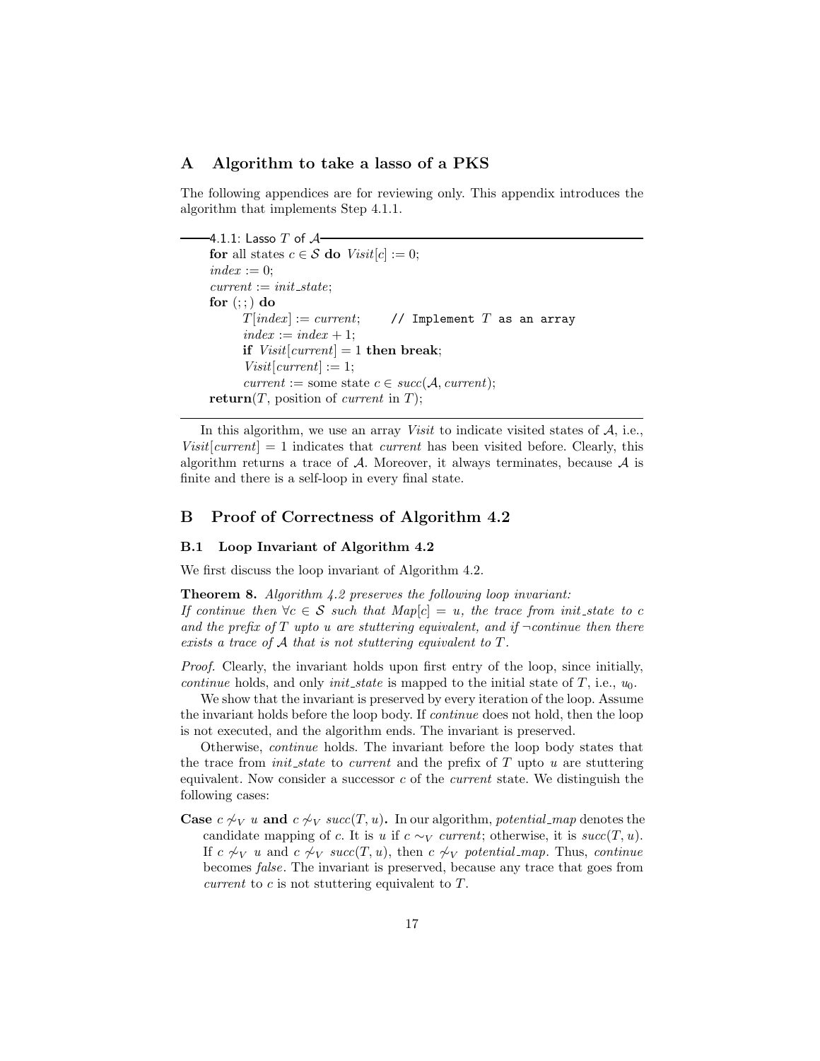## A Algorithm to take a lasso of a PKS

The following appendices are for reviewing only. This appendix introduces the algorithm that implements Step 4.1.1.

**4.1.1: Lasso $T$ of $\mathcal{A}$**

```
for all states c ∈ S do Visit[c] := 0;
index := 0;
current := init_state;
for (;;) do
    T[index] := current;      // Implement T as an array
    index := index + 1;
    if Visit[current] = 1 then break;
    Visit[current] := 1;
    current := some state c ∈ succ(A, current);
return(T, position of current in T);
```

In this algorithm, we use an array *Visit* to indicate visited states of $\mathcal{A}$, i.e., $Visit[current] = 1$ indicates that *current* has been visited before. Clearly, this algorithm returns a trace of $\mathcal{A}$. Moreover, it always terminates, because $\mathcal{A}$ is finite and there is a self-loop in every final state.

## B Proof of Correctness of Algorithm 4.2

### B.1 Loop Invariant of Algorithm 4.2

We first discuss the loop invariant of Algorithm 4.2.

**Theorem 8.** *Algorithm 4.2 preserves the following loop invariant:*
*If continue then $\forall c \in \mathcal{S}$ such that $Map[c] = u$, the trace from init_state to $c$ and the prefix of $T$ upto $u$ are stuttering equivalent, and if $\neg$continue then there exists a trace of $\mathcal{A}$ that is not stuttering equivalent to $T$.*

*Proof.* Clearly, the invariant holds upon first entry of the loop, since initially, *continue* holds, and only *init_state* is mapped to the initial state of $T$, i.e., $u_0$.

We show that the invariant is preserved by every iteration of the loop. Assume the invariant holds before the loop body. If *continue* does not hold, then the loop is not executed, and the algorithm ends. The invariant is preserved.

Otherwise, *continue* holds. The invariant before the loop body states that the trace from *init_state* to *current* and the prefix of $T$ upto $u$ are stuttering equivalent. Now consider a successor $c$ of the *current* state. We distinguish the following cases:

**Case $c \not\sim_V u$ and $c \not\sim_V succ(T, u)$.** In our algorithm, *potential_map* denotes the candidate mapping of $c$. It is $u$ if $c \sim_V current$; otherwise, it is $succ(T, u)$. If $c \not\sim_V u$ and $c \not\sim_V succ(T, u)$, then $c \not\sim_V potential\_map$. Thus, *continue* becomes *false*. The invariant is preserved, because any trace that goes from *current* to $c$ is not stuttering equivalent to $T$.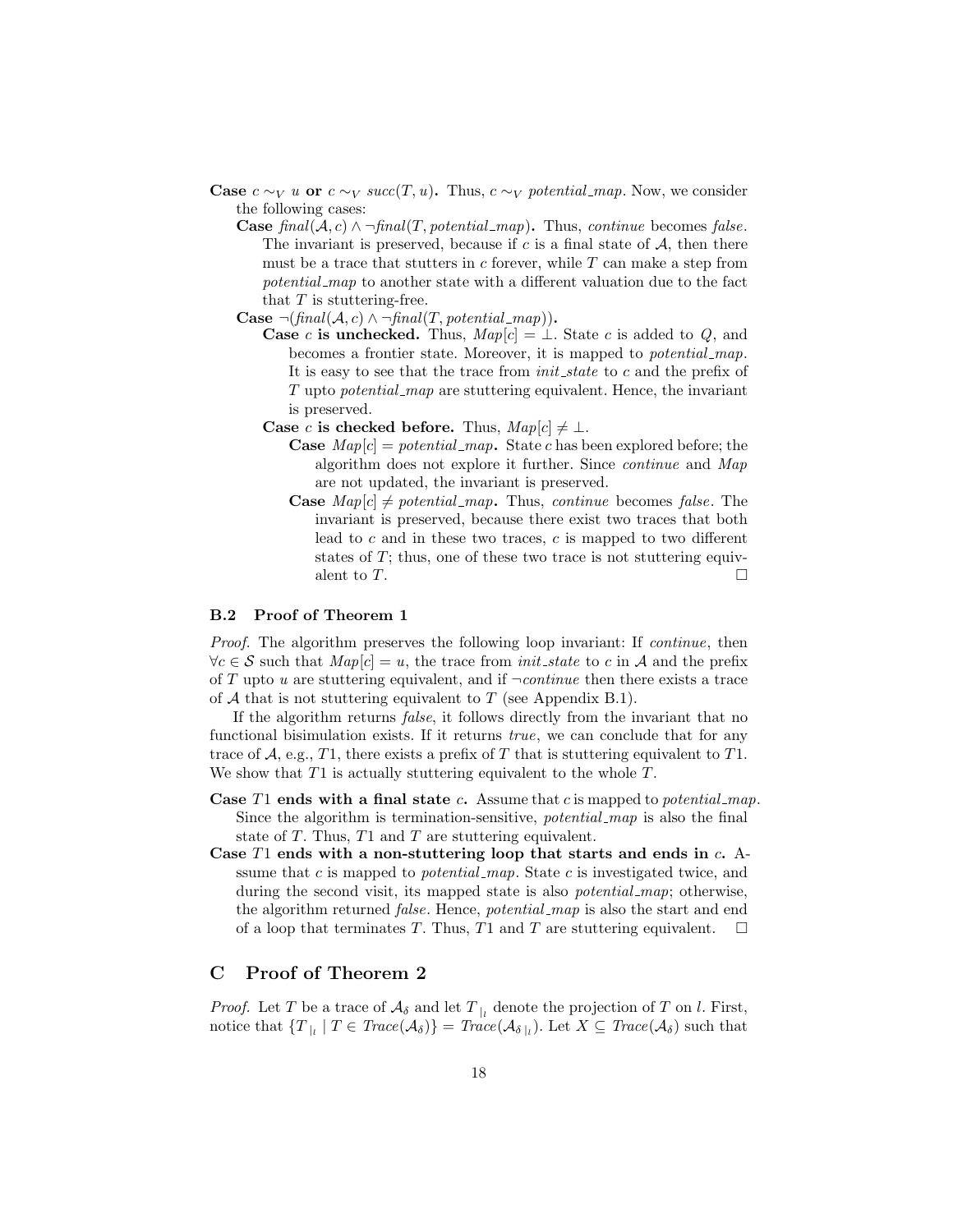**Case $c \sim_V u$ or $c \sim_V succ(T, u)$.** Thus, $c \sim_V$ *potential_map*. Now, we consider the following cases:

**Case** $final(\mathcal{A}, c) \wedge \neg final(T, potential\_map)$**.** Thus, *continue* becomes *false*. The invariant is preserved, because if $c$ is a final state of $\mathcal{A}$, then there must be a trace that stutters in $c$ forever, while $T$ can make a step from *potential_map* to another state with a different valuation due to the fact that $T$ is stuttering-free.

**Case** $\neg(final(\mathcal{A}, c) \wedge \neg final(T, potential\_map))$**.**

**Case $c$ is unchecked.** Thus, $Map[c] = \perp$. State $c$ is added to $Q$, and becomes a frontier state. Moreover, it is mapped to *potential_map*. It is easy to see that the trace from *init_state* to $c$ and the prefix of $T$ upto *potential_map* are stuttering equivalent. Hence, the invariant is preserved.

**Case $c$ is checked before.** Thus, $Map[c] \neq \perp$.

**Case** $Map[c] = potential\_map$**.** State $c$ has been explored before; the algorithm does not explore it further. Since *continue* and *Map* are not updated, the invariant is preserved.

**Case** $Map[c] \neq potential\_map$**.** Thus, *continue* becomes *false*. The invariant is preserved, because there exist two traces that both lead to $c$ and in these two traces, $c$ is mapped to two different states of $T$; thus, one of these two trace is not stuttering equivalent to $T$. □

### B.2 Proof of Theorem 1

*Proof.* The algorithm preserves the following loop invariant: If *continue*, then $\forall c \in \mathcal{S}$ such that $Map[c] = u$, the trace from *init_state* to $c$ in $\mathcal{A}$ and the prefix of $T$ upto $u$ are stuttering equivalent, and if $\neg$*continue* then there exists a trace of $\mathcal{A}$ that is not stuttering equivalent to $T$ (see Appendix B.1).

If the algorithm returns *false*, it follows directly from the invariant that no functional bisimulation exists. If it returns *true*, we can conclude that for any trace of $\mathcal{A}$, e.g., $T1$, there exists a prefix of $T$ that is stuttering equivalent to $T1$. We show that $T1$ is actually stuttering equivalent to the whole $T$.

**Case $T1$ ends with a final state $c$.** Assume that $c$ is mapped to *potential_map*. Since the algorithm is termination-sensitive, *potential_map* is also the final state of $T$. Thus, $T1$ and $T$ are stuttering equivalent.

**Case $T1$ ends with a non-stuttering loop that starts and ends in $c$.** Assume that $c$ is mapped to *potential_map*. State $c$ is investigated twice, and during the second visit, its mapped state is also *potential_map*; otherwise, the algorithm returned *false*. Hence, *potential_map* is also the start and end of a loop that terminates $T$. Thus, $T1$ and $T$ are stuttering equivalent. □

## C Proof of Theorem 2

*Proof.* Let $T$ be a trace of $\mathcal{A}_\delta$ and let $T_{\mid_l}$ denote the projection of $T$ on $l$. First, notice that $\{T_{\mid_l} \mid T \in Trace(\mathcal{A}_\delta)\} = Trace(\mathcal{A}_{\delta \mid_l})$. Let $X \subseteq Trace(\mathcal{A}_\delta)$ such that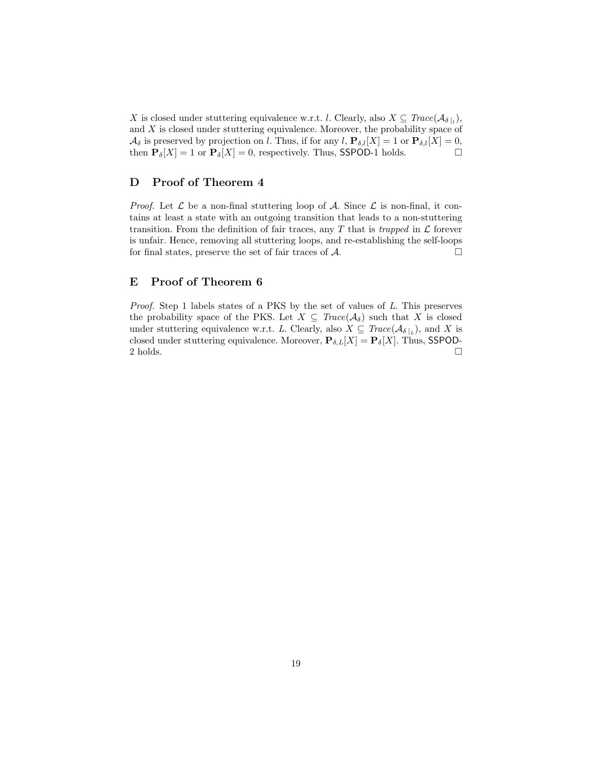$X$ is closed under stuttering equivalence w.r.t. $l$. Clearly, also $X \subseteq \mathit{Trace}(\mathcal{A}_{\delta\,|_l})$, and $X$ is closed under stuttering equivalence. Moreover, the probability space of $\mathcal{A}_\delta$ is preserved by projection on $l$. Thus, if for any $l$, $\mathbf{P}_{\delta,l}[X] = 1$ or $\mathbf{P}_{\delta,l}[X] = 0$, then $\mathbf{P}_\delta[X] = 1$ or $\mathbf{P}_\delta[X] = 0$, respectively. Thus, SSPOD-1 holds. □

## D Proof of Theorem 4

*Proof.* Let $\mathcal{L}$ be a non-final stuttering loop of $\mathcal{A}$. Since $\mathcal{L}$ is non-final, it contains at least a state with an outgoing transition that leads to a non-stuttering transition. From the definition of fair traces, any $T$ that is *trapped* in $\mathcal{L}$ forever is unfair. Hence, removing all stuttering loops, and re-establishing the self-loops for final states, preserve the set of fair traces of $\mathcal{A}$. □

## E Proof of Theorem 6

*Proof.* Step 1 labels states of a PKS by the set of values of $L$. This preserves the probability space of the PKS. Let $X \subseteq \mathit{Trace}(\mathcal{A}_\delta)$ such that $X$ is closed under stuttering equivalence w.r.t. $L$. Clearly, also $X \subseteq \mathit{Trace}(\mathcal{A}_{\delta\,|_L})$, and $X$ is closed under stuttering equivalence. Moreover, $\mathbf{P}_{\delta,L}[X] = \mathbf{P}_\delta[X]$. Thus, SSPOD-2 holds. □